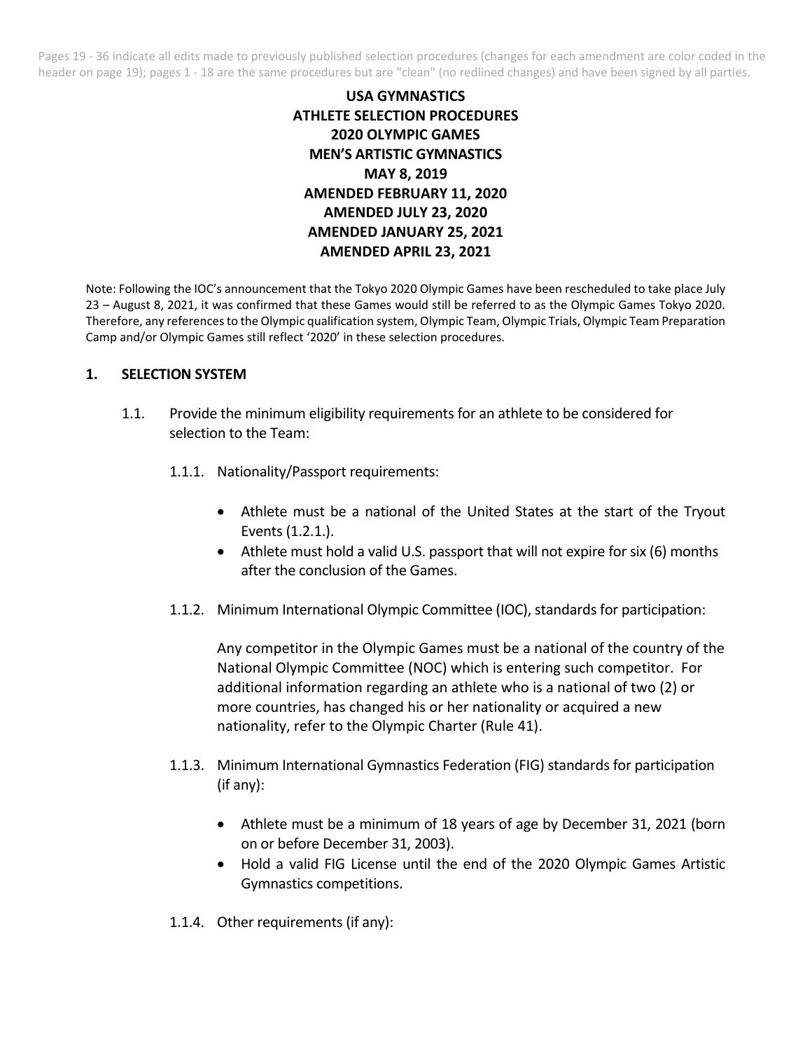Pages 19 - 36 indicate all edits made to previously published selection procedures (changes for each amendment are color coded in the header on page 19); pages 1 - 18 are the same procedures but are "clean" (no redlined changes) and have been signed by all parties.

# USA GYMNASTICS ATHLETE SELECTION PROCEDURES 2020 OLYMPIC GAMES MEN'S ARTISTIC GYMNASTICS

**MAY 8, 2019**
**AMENDED FEBRUARY 11, 2020**
**AMENDED JULY 23, 2020**
**AMENDED JANUARY 25, 2021**
**AMENDED APRIL 23, 2021**

Note: Following the IOC's announcement that the Tokyo 2020 Olympic Games have been rescheduled to take place July 23 – August 8, 2021, it was confirmed that these Games would still be referred to as the Olympic Games Tokyo 2020. Therefore, any references to the Olympic qualification system, Olympic Team, Olympic Trials, Olympic Team Preparation Camp and/or Olympic Games still reflect '2020' in these selection procedures.

## 1. SELECTION SYSTEM

1.1. Provide the minimum eligibility requirements for an athlete to be considered for selection to the Team:

1.1.1. Nationality/Passport requirements:

- Athlete must be a national of the United States at the start of the Tryout Events (1.2.1.).
- Athlete must hold a valid U.S. passport that will not expire for six (6) months after the conclusion of the Games.

1.1.2. Minimum International Olympic Committee (IOC), standards for participation:

Any competitor in the Olympic Games must be a national of the country of the National Olympic Committee (NOC) which is entering such competitor. For additional information regarding an athlete who is a national of two (2) or more countries, has changed his or her nationality or acquired a new nationality, refer to the Olympic Charter (Rule 41).

1.1.3. Minimum International Gymnastics Federation (FIG) standards for participation (if any):

- Athlete must be a minimum of 18 years of age by December 31, 2021 (born on or before December 31, 2003).
- Hold a valid FIG License until the end of the 2020 Olympic Games Artistic Gymnastics competitions.

1.1.4. Other requirements (if any):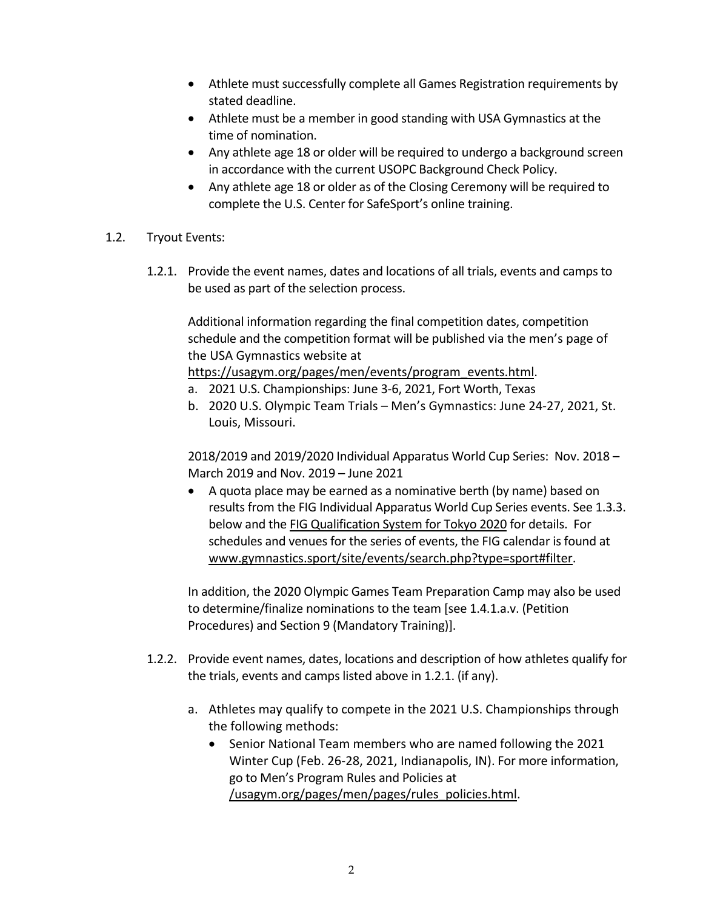- Athlete must successfully complete all Games Registration requirements by stated deadline.
- Athlete must be a member in good standing with USA Gymnastics at the time of nomination.
- Any athlete age 18 or older will be required to undergo a background screen in accordance with the current USOPC Background Check Policy.
- Any athlete age 18 or older as of the Closing Ceremony will be required to complete the U.S. Center for SafeSport's online training.

1.2. Tryout Events:

1.2.1. Provide the event names, dates and locations of all trials, events and camps to be used as part of the selection process.

Additional information regarding the final competition dates, competition schedule and the competition format will be published via the men's page of the USA Gymnastics website at https://usagym.org/pages/men/events/program_events.html.

a. 2021 U.S. Championships: June 3-6, 2021, Fort Worth, Texas
b. 2020 U.S. Olympic Team Trials – Men's Gymnastics: June 24-27, 2021, St. Louis, Missouri.

2018/2019 and 2019/2020 Individual Apparatus World Cup Series: Nov. 2018 – March 2019 and Nov. 2019 – June 2021

- A quota place may be earned as a nominative berth (by name) based on results from the FIG Individual Apparatus World Cup Series events. See 1.3.3. below and the FIG Qualification System for Tokyo 2020 for details. For schedules and venues for the series of events, the FIG calendar is found at www.gymnastics.sport/site/events/search.php?type=sport#filter.

In addition, the 2020 Olympic Games Team Preparation Camp may also be used to determine/finalize nominations to the team [see 1.4.1.a.v. (Petition Procedures) and Section 9 (Mandatory Training)].

1.2.2. Provide event names, dates, locations and description of how athletes qualify for the trials, events and camps listed above in 1.2.1. (if any).

a. Athletes may qualify to compete in the 2021 U.S. Championships through the following methods:
   - Senior National Team members who are named following the 2021 Winter Cup (Feb. 26-28, 2021, Indianapolis, IN). For more information, go to Men's Program Rules and Policies at /usagym.org/pages/men/pages/rules_policies.html.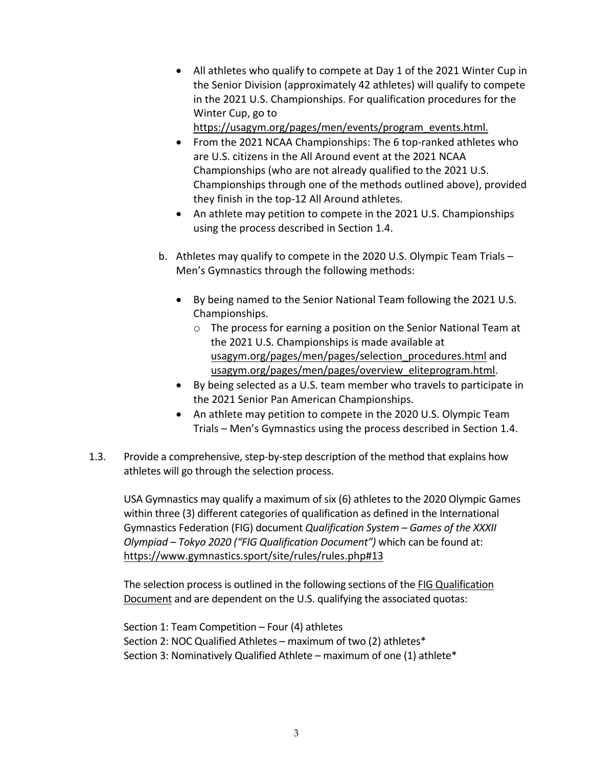- All athletes who qualify to compete at Day 1 of the 2021 Winter Cup in the Senior Division (approximately 42 athletes) will qualify to compete in the 2021 U.S. Championships. For qualification procedures for the Winter Cup, go to https://usagym.org/pages/men/events/program_events.html.
- From the 2021 NCAA Championships: The 6 top-ranked athletes who are U.S. citizens in the All Around event at the 2021 NCAA Championships (who are not already qualified to the 2021 U.S. Championships through one of the methods outlined above), provided they finish in the top-12 All Around athletes.
- An athlete may petition to compete in the 2021 U.S. Championships using the process described in Section 1.4.

b. Athletes may qualify to compete in the 2020 U.S. Olympic Team Trials – Men's Gymnastics through the following methods:

- By being named to the Senior National Team following the 2021 U.S. Championships.
  - The process for earning a position on the Senior National Team at the 2021 U.S. Championships is made available at usagym.org/pages/men/pages/selection_procedures.html and usagym.org/pages/men/pages/overview_eliteprogram.html.
- By being selected as a U.S. team member who travels to participate in the 2021 Senior Pan American Championships.
- An athlete may petition to compete in the 2020 U.S. Olympic Team Trials – Men's Gymnastics using the process described in Section 1.4.

1.3. Provide a comprehensive, step-by-step description of the method that explains how athletes will go through the selection process.

USA Gymnastics may qualify a maximum of six (6) athletes to the 2020 Olympic Games within three (3) different categories of qualification as defined in the International Gymnastics Federation (FIG) document *Qualification System – Games of the XXXII Olympiad – Tokyo 2020 ("FIG Qualification Document")* which can be found at: https://www.gymnastics.sport/site/rules/rules.php#13

The selection process is outlined in the following sections of the FIG Qualification Document and are dependent on the U.S. qualifying the associated quotas:

Section 1: Team Competition – Four (4) athletes
Section 2: NOC Qualified Athletes – maximum of two (2) athletes*
Section 3: Nominatively Qualified Athlete – maximum of one (1) athlete*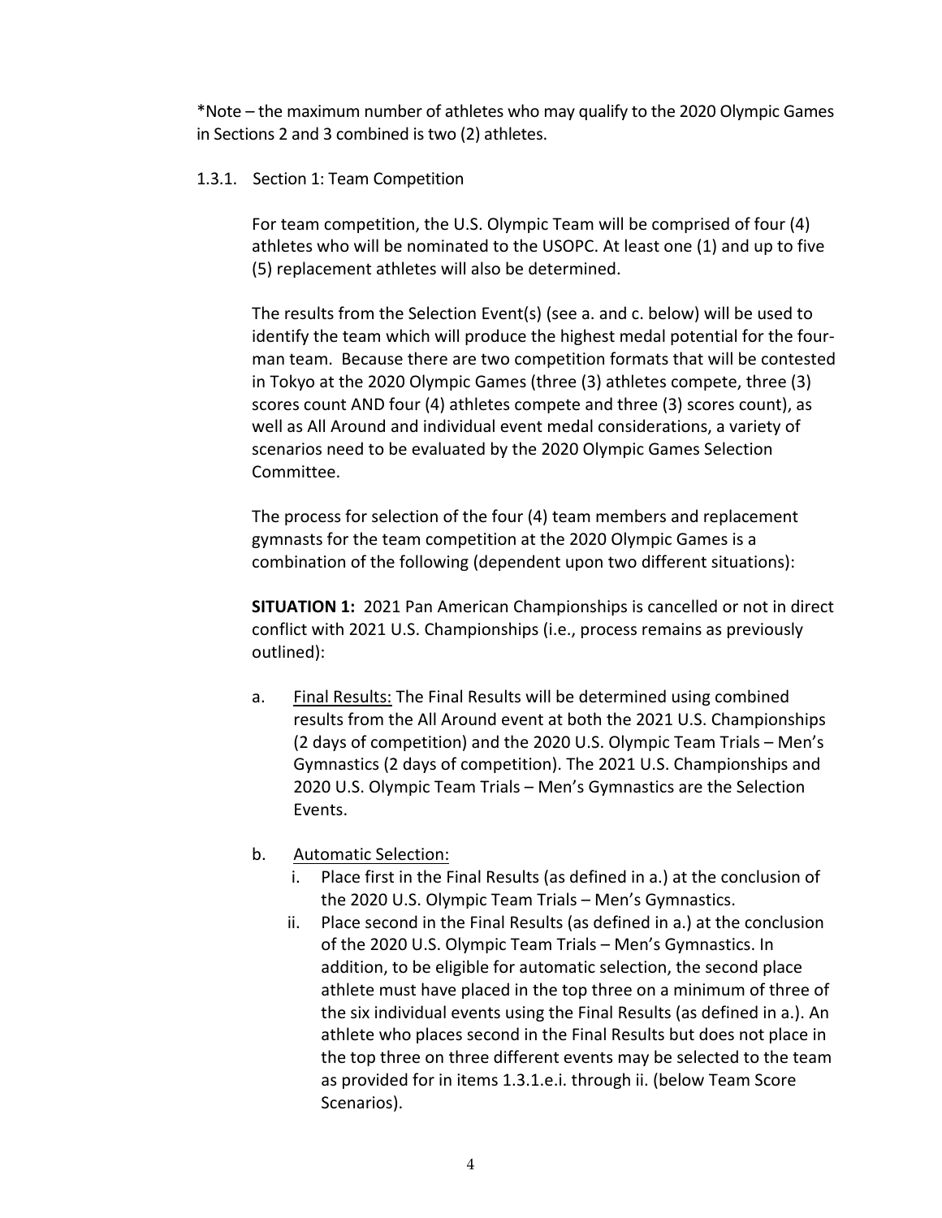*Note – the maximum number of athletes who may qualify to the 2020 Olympic Games in Sections 2 and 3 combined is two (2) athletes.

1.3.1. Section 1: Team Competition

For team competition, the U.S. Olympic Team will be comprised of four (4) athletes who will be nominated to the USOPC. At least one (1) and up to five (5) replacement athletes will also be determined.

The results from the Selection Event(s) (see a. and c. below) will be used to identify the team which will produce the highest medal potential for the four-man team. Because there are two competition formats that will be contested in Tokyo at the 2020 Olympic Games (three (3) athletes compete, three (3) scores count AND four (4) athletes compete and three (3) scores count), as well as All Around and individual event medal considerations, a variety of scenarios need to be evaluated by the 2020 Olympic Games Selection Committee.

The process for selection of the four (4) team members and replacement gymnasts for the team competition at the 2020 Olympic Games is a combination of the following (dependent upon two different situations):

**SITUATION 1:** 2021 Pan American Championships is cancelled or not in direct conflict with 2021 U.S. Championships (i.e., process remains as previously outlined):

a. <u>Final Results:</u> The Final Results will be determined using combined results from the All Around event at both the 2021 U.S. Championships (2 days of competition) and the 2020 U.S. Olympic Team Trials – Men's Gymnastics (2 days of competition). The 2021 U.S. Championships and 2020 U.S. Olympic Team Trials – Men's Gymnastics are the Selection Events.

b. <u>Automatic Selection:</u>
   i. Place first in the Final Results (as defined in a.) at the conclusion of the 2020 U.S. Olympic Team Trials – Men's Gymnastics.
   ii. Place second in the Final Results (as defined in a.) at the conclusion of the 2020 U.S. Olympic Team Trials – Men's Gymnastics. In addition, to be eligible for automatic selection, the second place athlete must have placed in the top three on a minimum of three of the six individual events using the Final Results (as defined in a.). An athlete who places second in the Final Results but does not place in the top three on three different events may be selected to the team as provided for in items 1.3.1.e.i. through ii. (below Team Score Scenarios).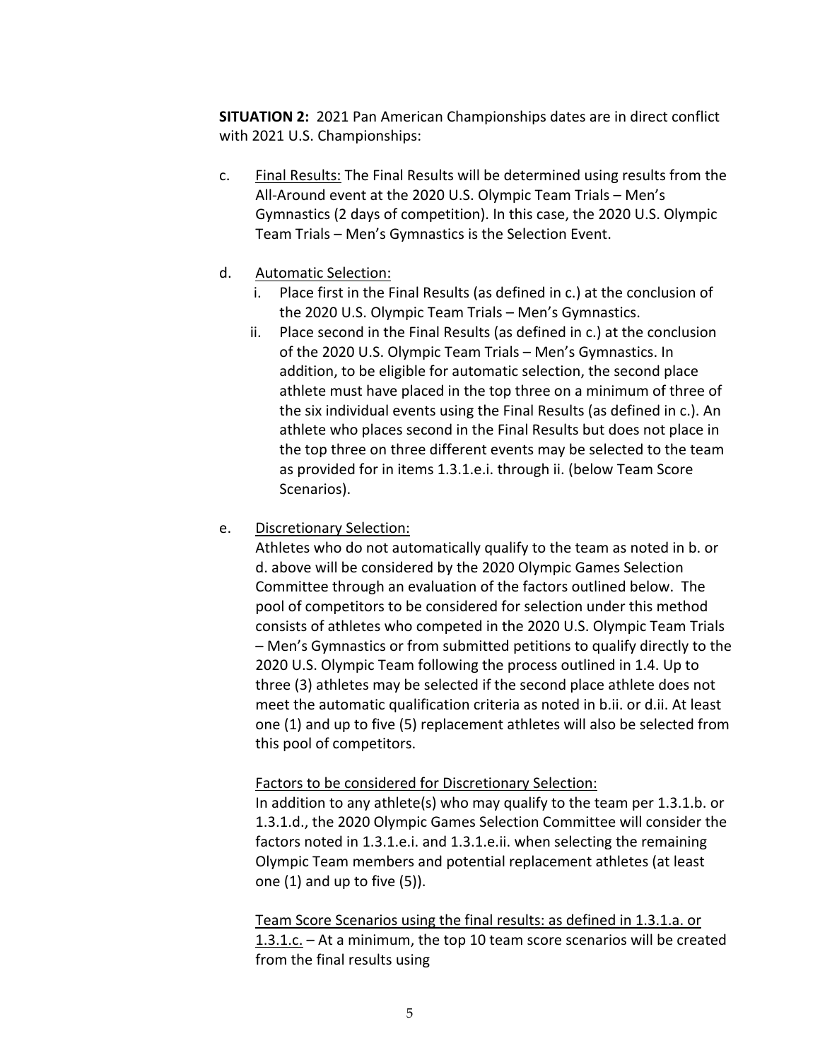**SITUATION 2:** 2021 Pan American Championships dates are in direct conflict with 2021 U.S. Championships:

c. <u>Final Results:</u> The Final Results will be determined using results from the All-Around event at the 2020 U.S. Olympic Team Trials – Men's Gymnastics (2 days of competition). In this case, the 2020 U.S. Olympic Team Trials – Men's Gymnastics is the Selection Event.

d. <u>Automatic Selection:</u>
   i. Place first in the Final Results (as defined in c.) at the conclusion of the 2020 U.S. Olympic Team Trials – Men's Gymnastics.
   ii. Place second in the Final Results (as defined in c.) at the conclusion of the 2020 U.S. Olympic Team Trials – Men's Gymnastics. In addition, to be eligible for automatic selection, the second place athlete must have placed in the top three on a minimum of three of the six individual events using the Final Results (as defined in c.). An athlete who places second in the Final Results but does not place in the top three on three different events may be selected to the team as provided for in items 1.3.1.e.i. through ii. (below Team Score Scenarios).

e. <u>Discretionary Selection:</u>
   Athletes who do not automatically qualify to the team as noted in b. or d. above will be considered by the 2020 Olympic Games Selection Committee through an evaluation of the factors outlined below. The pool of competitors to be considered for selection under this method consists of athletes who competed in the 2020 U.S. Olympic Team Trials – Men's Gymnastics or from submitted petitions to qualify directly to the 2020 U.S. Olympic Team following the process outlined in 1.4. Up to three (3) athletes may be selected if the second place athlete does not meet the automatic qualification criteria as noted in b.ii. or d.ii. At least one (1) and up to five (5) replacement athletes will also be selected from this pool of competitors.

   <u>Factors to be considered for Discretionary Selection:</u>
   In addition to any athlete(s) who may qualify to the team per 1.3.1.b. or 1.3.1.d., the 2020 Olympic Games Selection Committee will consider the factors noted in 1.3.1.e.i. and 1.3.1.e.ii. when selecting the remaining Olympic Team members and potential replacement athletes (at least one (1) and up to five (5)).

   <u>Team Score Scenarios using the final results: as defined in 1.3.1.a. or 1.3.1.c.</u> – At a minimum, the top 10 team score scenarios will be created from the final results using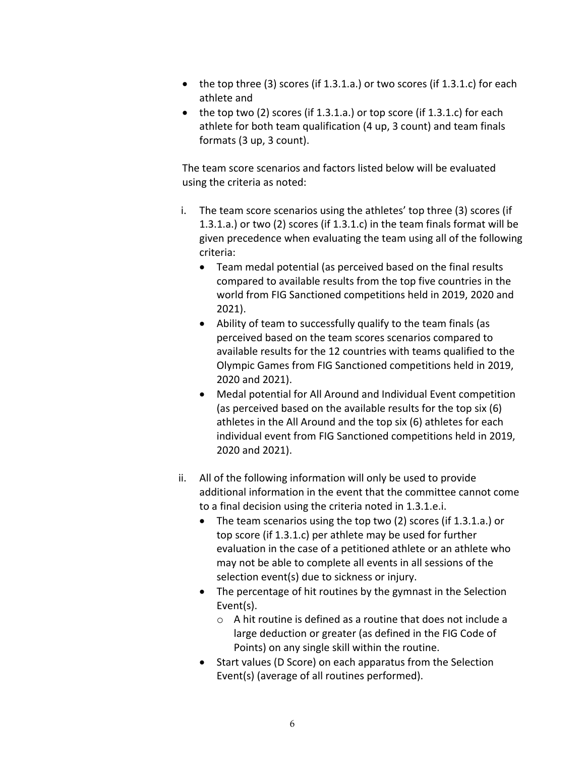- the top three (3) scores (if 1.3.1.a.) or two scores (if 1.3.1.c) for each athlete and
- the top two (2) scores (if 1.3.1.a.) or top score (if 1.3.1.c) for each athlete for both team qualification (4 up, 3 count) and team finals formats (3 up, 3 count).

The team score scenarios and factors listed below will be evaluated using the criteria as noted:

i. The team score scenarios using the athletes' top three (3) scores (if 1.3.1.a.) or two (2) scores (if 1.3.1.c) in the team finals format will be given precedence when evaluating the team using all of the following criteria:
   - Team medal potential (as perceived based on the final results compared to available results from the top five countries in the world from FIG Sanctioned competitions held in 2019, 2020 and 2021).
   - Ability of team to successfully qualify to the team finals (as perceived based on the team scores scenarios compared to available results for the 12 countries with teams qualified to the Olympic Games from FIG Sanctioned competitions held in 2019, 2020 and 2021).
   - Medal potential for All Around and Individual Event competition (as perceived based on the available results for the top six (6) athletes in the All Around and the top six (6) athletes for each individual event from FIG Sanctioned competitions held in 2019, 2020 and 2021).

ii. All of the following information will only be used to provide additional information in the event that the committee cannot come to a final decision using the criteria noted in 1.3.1.e.i.
   - The team scenarios using the top two (2) scores (if 1.3.1.a.) or top score (if 1.3.1.c) per athlete may be used for further evaluation in the case of a petitioned athlete or an athlete who may not be able to complete all events in all sessions of the selection event(s) due to sickness or injury.
   - The percentage of hit routines by the gymnast in the Selection Event(s).
     - A hit routine is defined as a routine that does not include a large deduction or greater (as defined in the FIG Code of Points) on any single skill within the routine.
   - Start values (D Score) on each apparatus from the Selection Event(s) (average of all routines performed).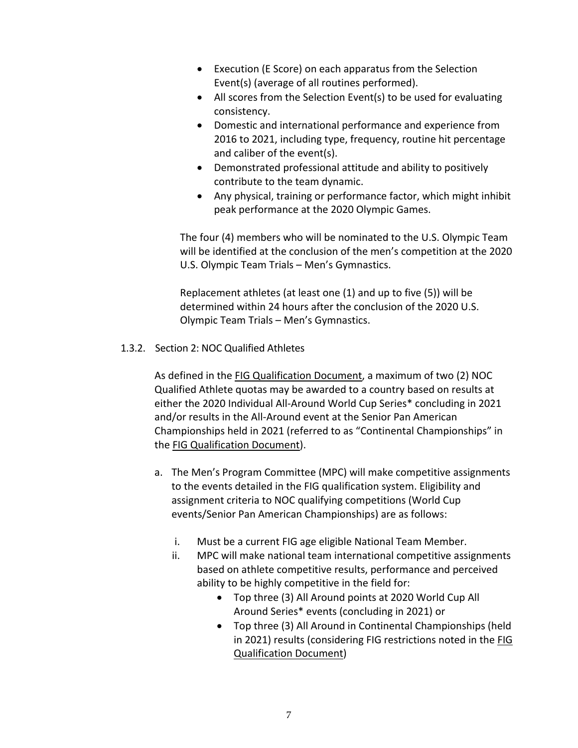- Execution (E Score) on each apparatus from the Selection Event(s) (average of all routines performed).
- All scores from the Selection Event(s) to be used for evaluating consistency.
- Domestic and international performance and experience from 2016 to 2021, including type, frequency, routine hit percentage and caliber of the event(s).
- Demonstrated professional attitude and ability to positively contribute to the team dynamic.
- Any physical, training or performance factor, which might inhibit peak performance at the 2020 Olympic Games.

The four (4) members who will be nominated to the U.S. Olympic Team will be identified at the conclusion of the men's competition at the 2020 U.S. Olympic Team Trials – Men's Gymnastics.

Replacement athletes (at least one (1) and up to five (5)) will be determined within 24 hours after the conclusion of the 2020 U.S. Olympic Team Trials – Men's Gymnastics.

1.3.2. Section 2: NOC Qualified Athletes

As defined in the FIG Qualification Document, a maximum of two (2) NOC Qualified Athlete quotas may be awarded to a country based on results at either the 2020 Individual All-Around World Cup Series* concluding in 2021 and/or results in the All-Around event at the Senior Pan American Championships held in 2021 (referred to as "Continental Championships" in the FIG Qualification Document).

a. The Men's Program Committee (MPC) will make competitive assignments to the events detailed in the FIG qualification system. Eligibility and assignment criteria to NOC qualifying competitions (World Cup events/Senior Pan American Championships) are as follows:

   i. Must be a current FIG age eligible National Team Member.
   
   ii. MPC will make national team international competitive assignments based on athlete competitive results, performance and perceived ability to be highly competitive in the field for:
   
      - Top three (3) All Around points at 2020 World Cup All Around Series* events (concluding in 2021) or
      - Top three (3) All Around in Continental Championships (held in 2021) results (considering FIG restrictions noted in the FIG Qualification Document)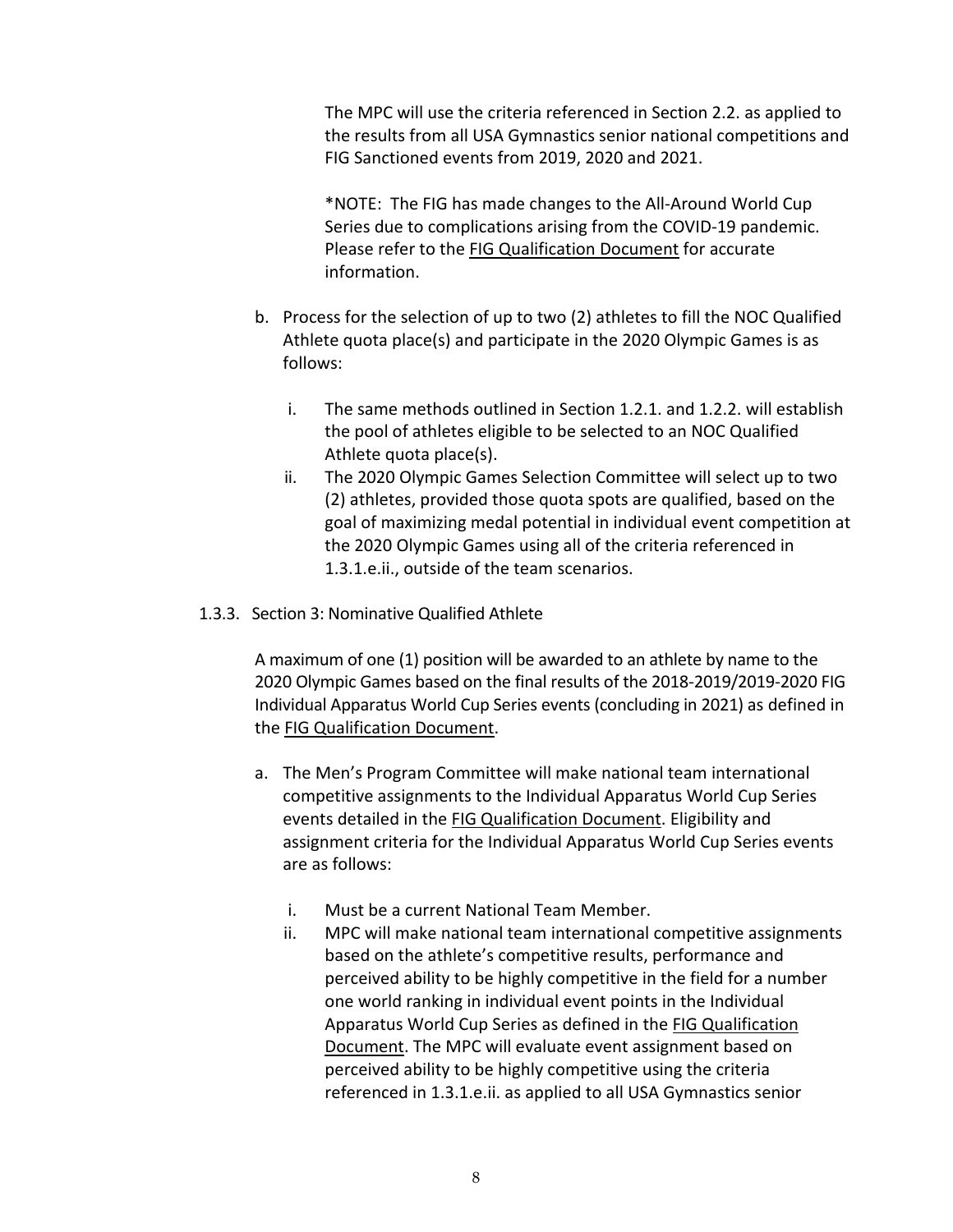The MPC will use the criteria referenced in Section 2.2. as applied to the results from all USA Gymnastics senior national competitions and FIG Sanctioned events from 2019, 2020 and 2021.

*NOTE: The FIG has made changes to the All-Around World Cup Series due to complications arising from the COVID-19 pandemic. Please refer to the FIG Qualification Document for accurate information.

b. Process for the selection of up to two (2) athletes to fill the NOC Qualified Athlete quota place(s) and participate in the 2020 Olympic Games is as follows:

   i. The same methods outlined in Section 1.2.1. and 1.2.2. will establish the pool of athletes eligible to be selected to an NOC Qualified Athlete quota place(s).
   ii. The 2020 Olympic Games Selection Committee will select up to two (2) athletes, provided those quota spots are qualified, based on the goal of maximizing medal potential in individual event competition at the 2020 Olympic Games using all of the criteria referenced in 1.3.1.e.ii., outside of the team scenarios.

1.3.3. Section 3: Nominative Qualified Athlete

A maximum of one (1) position will be awarded to an athlete by name to the 2020 Olympic Games based on the final results of the 2018-2019/2019-2020 FIG Individual Apparatus World Cup Series events (concluding in 2021) as defined in the FIG Qualification Document.

a. The Men's Program Committee will make national team international competitive assignments to the Individual Apparatus World Cup Series events detailed in the FIG Qualification Document. Eligibility and assignment criteria for the Individual Apparatus World Cup Series events are as follows:

   i. Must be a current National Team Member.
   ii. MPC will make national team international competitive assignments based on the athlete's competitive results, performance and perceived ability to be highly competitive in the field for a number one world ranking in individual event points in the Individual Apparatus World Cup Series as defined in the FIG Qualification Document. The MPC will evaluate event assignment based on perceived ability to be highly competitive using the criteria referenced in 1.3.1.e.ii. as applied to all USA Gymnastics senior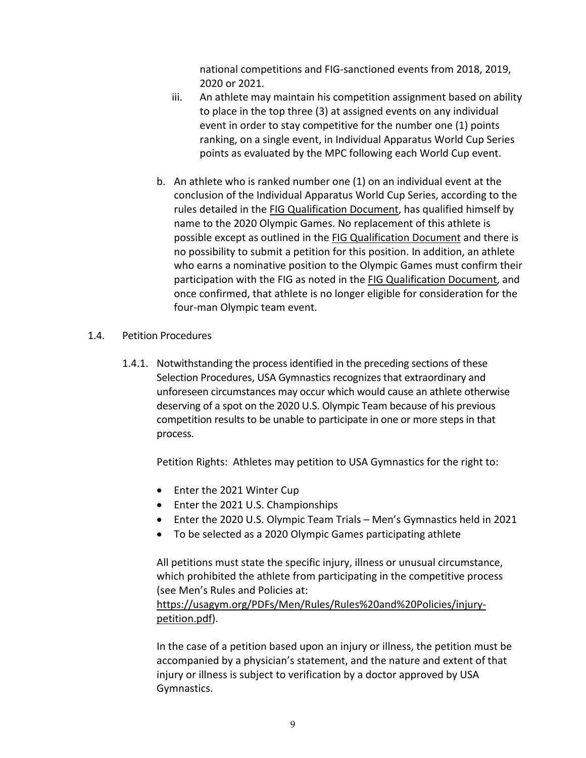national competitions and FIG-sanctioned events from 2018, 2019, 2020 or 2021.

iii. An athlete may maintain his competition assignment based on ability to place in the top three (3) at assigned events on any individual event in order to stay competitive for the number one (1) points ranking, on a single event, in Individual Apparatus World Cup Series points as evaluated by the MPC following each World Cup event.

b. An athlete who is ranked number one (1) on an individual event at the conclusion of the Individual Apparatus World Cup Series, according to the rules detailed in the FIG Qualification Document, has qualified himself by name to the 2020 Olympic Games. No replacement of this athlete is possible except as outlined in the FIG Qualification Document and there is no possibility to submit a petition for this position. In addition, an athlete who earns a nominative position to the Olympic Games must confirm their participation with the FIG as noted in the FIG Qualification Document, and once confirmed, that athlete is no longer eligible for consideration for the four-man Olympic team event.

1.4. Petition Procedures

1.4.1. Notwithstanding the process identified in the preceding sections of these Selection Procedures, USA Gymnastics recognizes that extraordinary and unforeseen circumstances may occur which would cause an athlete otherwise deserving of a spot on the 2020 U.S. Olympic Team because of his previous competition results to be unable to participate in one or more steps in that process.

Petition Rights: Athletes may petition to USA Gymnastics for the right to:

- Enter the 2021 Winter Cup
- Enter the 2021 U.S. Championships
- Enter the 2020 U.S. Olympic Team Trials – Men's Gymnastics held in 2021
- To be selected as a 2020 Olympic Games participating athlete

All petitions must state the specific injury, illness or unusual circumstance, which prohibited the athlete from participating in the competitive process (see Men's Rules and Policies at: https://usagym.org/PDFs/Men/Rules/Rules%20and%20Policies/injury-petition.pdf).

In the case of a petition based upon an injury or illness, the petition must be accompanied by a physician's statement, and the nature and extent of that injury or illness is subject to verification by a doctor approved by USA Gymnastics.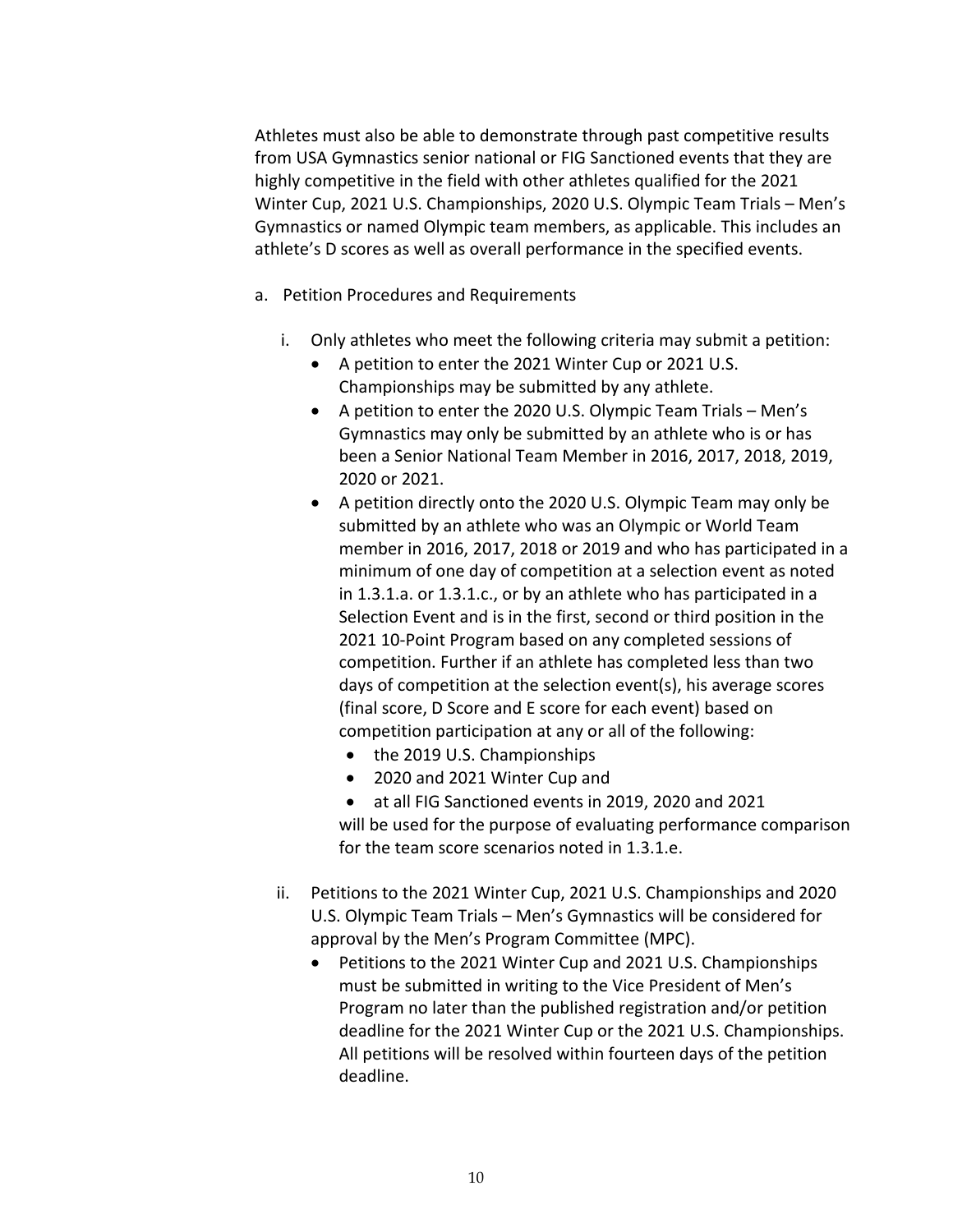Athletes must also be able to demonstrate through past competitive results from USA Gymnastics senior national or FIG Sanctioned events that they are highly competitive in the field with other athletes qualified for the 2021 Winter Cup, 2021 U.S. Championships, 2020 U.S. Olympic Team Trials – Men's Gymnastics or named Olympic team members, as applicable. This includes an athlete's D scores as well as overall performance in the specified events.

a. Petition Procedures and Requirements

   i. Only athletes who meet the following criteria may submit a petition:
      - A petition to enter the 2021 Winter Cup or 2021 U.S. Championships may be submitted by any athlete.
      - A petition to enter the 2020 U.S. Olympic Team Trials – Men's Gymnastics may only be submitted by an athlete who is or has been a Senior National Team Member in 2016, 2017, 2018, 2019, 2020 or 2021.
      - A petition directly onto the 2020 U.S. Olympic Team may only be submitted by an athlete who was an Olympic or World Team member in 2016, 2017, 2018 or 2019 and who has participated in a minimum of one day of competition at a selection event as noted in 1.3.1.a. or 1.3.1.c., or by an athlete who has participated in a Selection Event and is in the first, second or third position in the 2021 10-Point Program based on any completed sessions of competition. Further if an athlete has completed less than two days of competition at the selection event(s), his average scores (final score, D Score and E score for each event) based on competition participation at any or all of the following:
         - the 2019 U.S. Championships
         - 2020 and 2021 Winter Cup and
         - at all FIG Sanctioned events in 2019, 2020 and 2021

        will be used for the purpose of evaluating performance comparison for the team score scenarios noted in 1.3.1.e.

   ii. Petitions to the 2021 Winter Cup, 2021 U.S. Championships and 2020 U.S. Olympic Team Trials – Men's Gymnastics will be considered for approval by the Men's Program Committee (MPC).
      - Petitions to the 2021 Winter Cup and 2021 U.S. Championships must be submitted in writing to the Vice President of Men's Program no later than the published registration and/or petition deadline for the 2021 Winter Cup or the 2021 U.S. Championships. All petitions will be resolved within fourteen days of the petition deadline.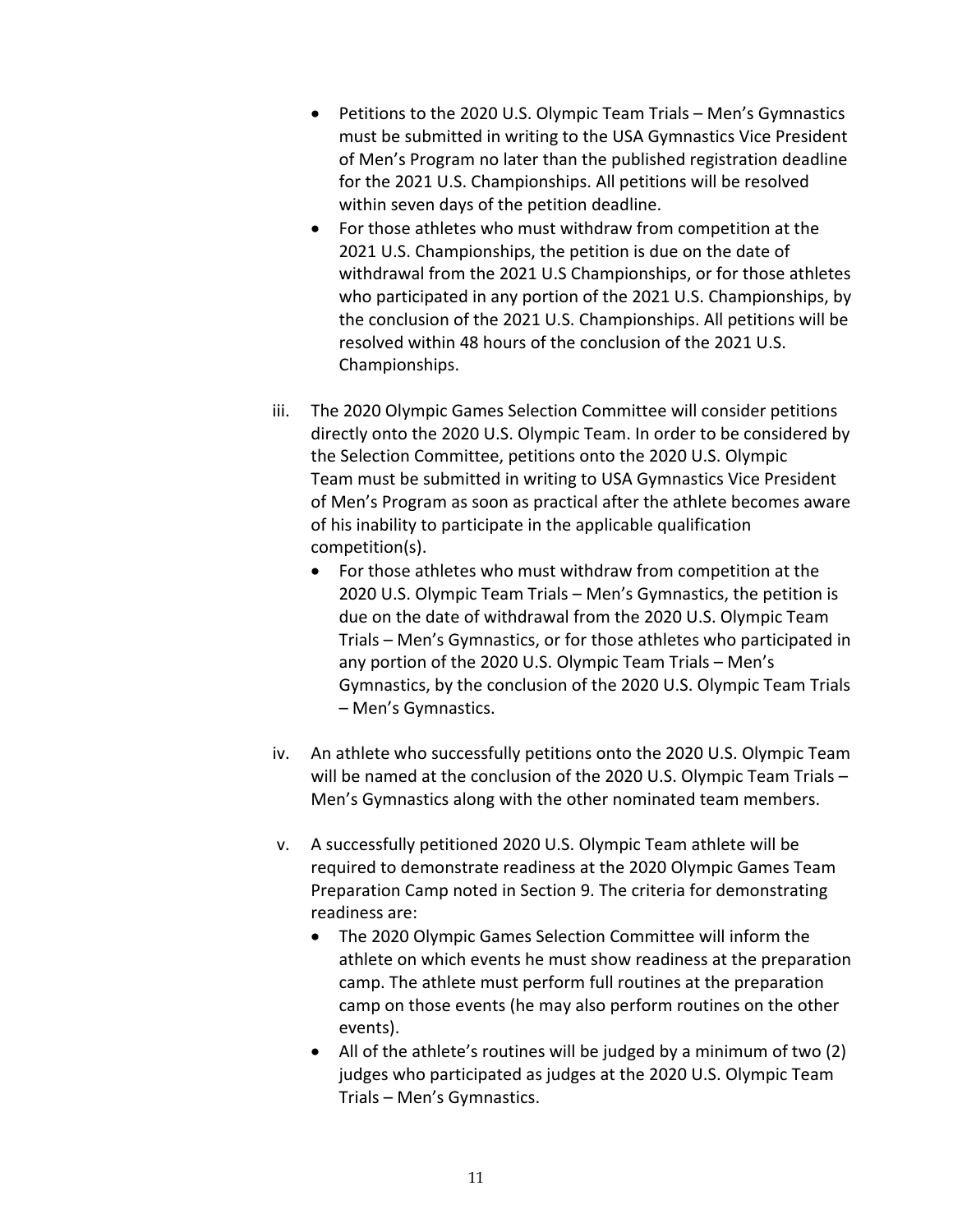- Petitions to the 2020 U.S. Olympic Team Trials – Men's Gymnastics must be submitted in writing to the USA Gymnastics Vice President of Men's Program no later than the published registration deadline for the 2021 U.S. Championships. All petitions will be resolved within seven days of the petition deadline.
- For those athletes who must withdraw from competition at the 2021 U.S. Championships, the petition is due on the date of withdrawal from the 2021 U.S Championships, or for those athletes who participated in any portion of the 2021 U.S. Championships, by the conclusion of the 2021 U.S. Championships. All petitions will be resolved within 48 hours of the conclusion of the 2021 U.S. Championships.

iii. The 2020 Olympic Games Selection Committee will consider petitions directly onto the 2020 U.S. Olympic Team. In order to be considered by the Selection Committee, petitions onto the 2020 U.S. Olympic Team must be submitted in writing to USA Gymnastics Vice President of Men's Program as soon as practical after the athlete becomes aware of his inability to participate in the applicable qualification competition(s).
   - For those athletes who must withdraw from competition at the 2020 U.S. Olympic Team Trials – Men's Gymnastics, the petition is due on the date of withdrawal from the 2020 U.S. Olympic Team Trials – Men's Gymnastics, or for those athletes who participated in any portion of the 2020 U.S. Olympic Team Trials – Men's Gymnastics, by the conclusion of the 2020 U.S. Olympic Team Trials – Men's Gymnastics.

iv. An athlete who successfully petitions onto the 2020 U.S. Olympic Team will be named at the conclusion of the 2020 U.S. Olympic Team Trials – Men's Gymnastics along with the other nominated team members.

v. A successfully petitioned 2020 U.S. Olympic Team athlete will be required to demonstrate readiness at the 2020 Olympic Games Team Preparation Camp noted in Section 9. The criteria for demonstrating readiness are:
   - The 2020 Olympic Games Selection Committee will inform the athlete on which events he must show readiness at the preparation camp. The athlete must perform full routines at the preparation camp on those events (he may also perform routines on the other events).
   - All of the athlete's routines will be judged by a minimum of two (2) judges who participated as judges at the 2020 U.S. Olympic Team Trials – Men's Gymnastics.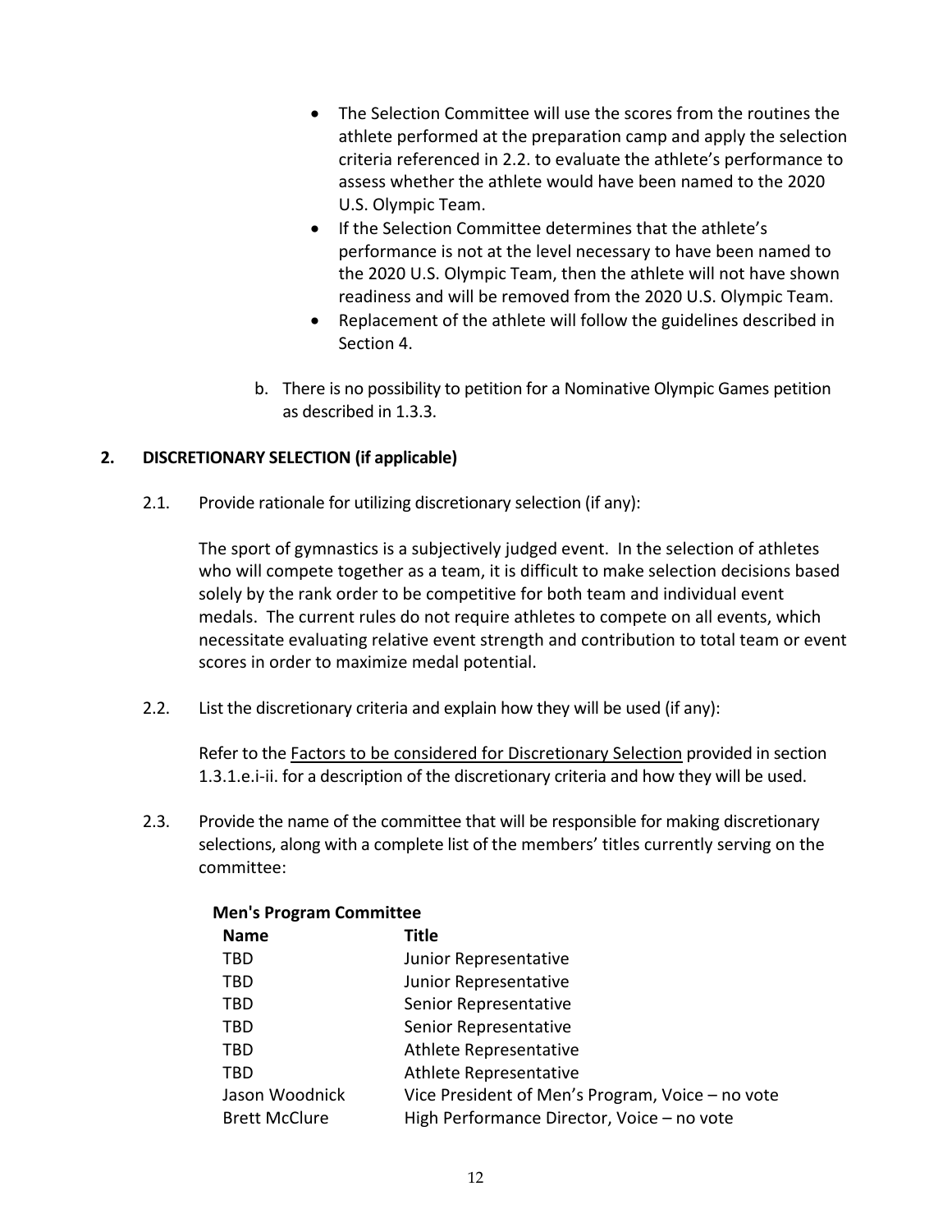- The Selection Committee will use the scores from the routines the athlete performed at the preparation camp and apply the selection criteria referenced in 2.2. to evaluate the athlete's performance to assess whether the athlete would have been named to the 2020 U.S. Olympic Team.
- If the Selection Committee determines that the athlete's performance is not at the level necessary to have been named to the 2020 U.S. Olympic Team, then the athlete will not have shown readiness and will be removed from the 2020 U.S. Olympic Team.
- Replacement of the athlete will follow the guidelines described in Section 4.

b. There is no possibility to petition for a Nominative Olympic Games petition as described in 1.3.3.

## 2. DISCRETIONARY SELECTION (if applicable)

2.1. Provide rationale for utilizing discretionary selection (if any):

The sport of gymnastics is a subjectively judged event. In the selection of athletes who will compete together as a team, it is difficult to make selection decisions based solely by the rank order to be competitive for both team and individual event medals. The current rules do not require athletes to compete on all events, which necessitate evaluating relative event strength and contribution to total team or event scores in order to maximize medal potential.

2.2. List the discretionary criteria and explain how they will be used (if any):

Refer to the Factors to be considered for Discretionary Selection provided in section 1.3.1.e.i-ii. for a description of the discretionary criteria and how they will be used.

2.3. Provide the name of the committee that will be responsible for making discretionary selections, along with a complete list of the members' titles currently serving on the committee:

**Men's Program Committee**

| Name | Title |
|---|---|
| TBD | Junior Representative |
| TBD | Junior Representative |
| TBD | Senior Representative |
| TBD | Senior Representative |
| TBD | Athlete Representative |
| TBD | Athlete Representative |
| Jason Woodnick | Vice President of Men's Program, Voice – no vote |
| Brett McClure | High Performance Director, Voice – no vote |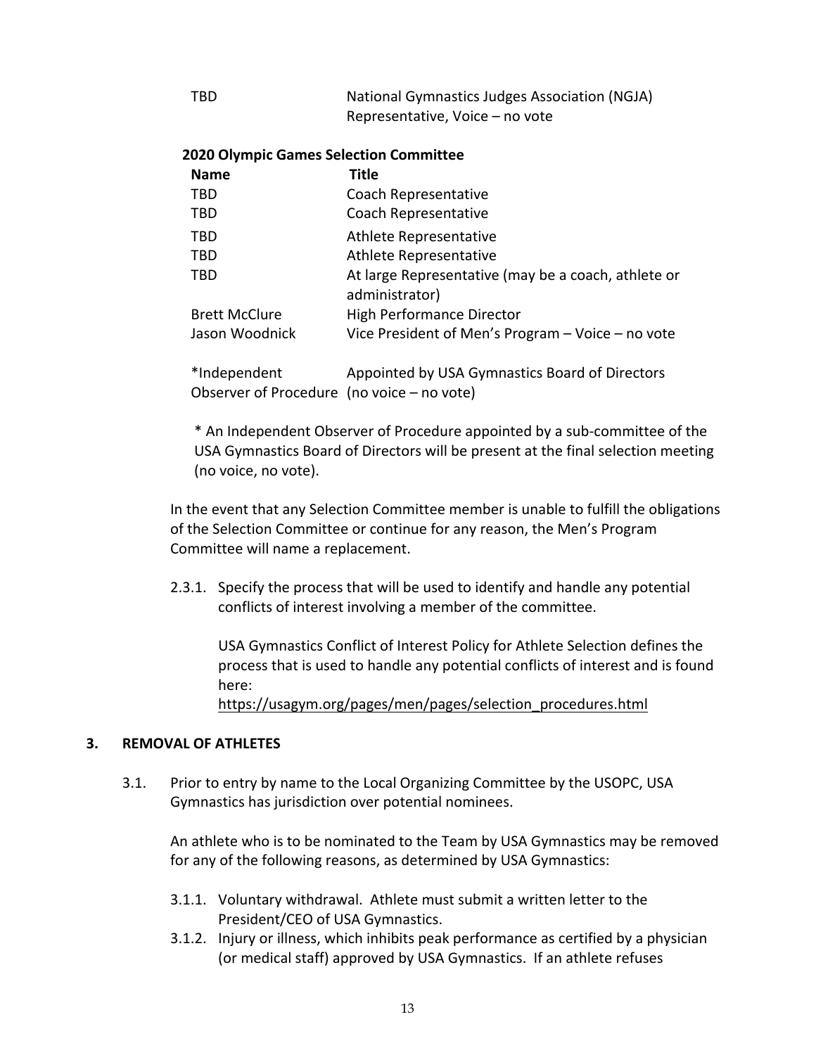| | |
|---|---|
| TBD | National Gymnastics Judges Association (NGJA) Representative, Voice – no vote |

**2020 Olympic Games Selection Committee**

| Name | Title |
|---|---|
| TBD | Coach Representative |
| TBD | Coach Representative |
| TBD | Athlete Representative |
| TBD | Athlete Representative |
| TBD | At large Representative (may be a coach, athlete or administrator) |
| Brett McClure | High Performance Director |
| Jason Woodnick | Vice President of Men's Program – Voice – no vote |
| *Independent Observer of Procedure | Appointed by USA Gymnastics Board of Directors (no voice – no vote) |

* An Independent Observer of Procedure appointed by a sub-committee of the USA Gymnastics Board of Directors will be present at the final selection meeting (no voice, no vote).

In the event that any Selection Committee member is unable to fulfill the obligations of the Selection Committee or continue for any reason, the Men's Program Committee will name a replacement.

2.3.1. Specify the process that will be used to identify and handle any potential conflicts of interest involving a member of the committee.

USA Gymnastics Conflict of Interest Policy for Athlete Selection defines the process that is used to handle any potential conflicts of interest and is found here:
https://usagym.org/pages/men/pages/selection_procedures.html

## 3. REMOVAL OF ATHLETES

3.1. Prior to entry by name to the Local Organizing Committee by the USOPC, USA Gymnastics has jurisdiction over potential nominees.

An athlete who is to be nominated to the Team by USA Gymnastics may be removed for any of the following reasons, as determined by USA Gymnastics:

3.1.1. Voluntary withdrawal. Athlete must submit a written letter to the President/CEO of USA Gymnastics.

3.1.2. Injury or illness, which inhibits peak performance as certified by a physician (or medical staff) approved by USA Gymnastics. If an athlete refuses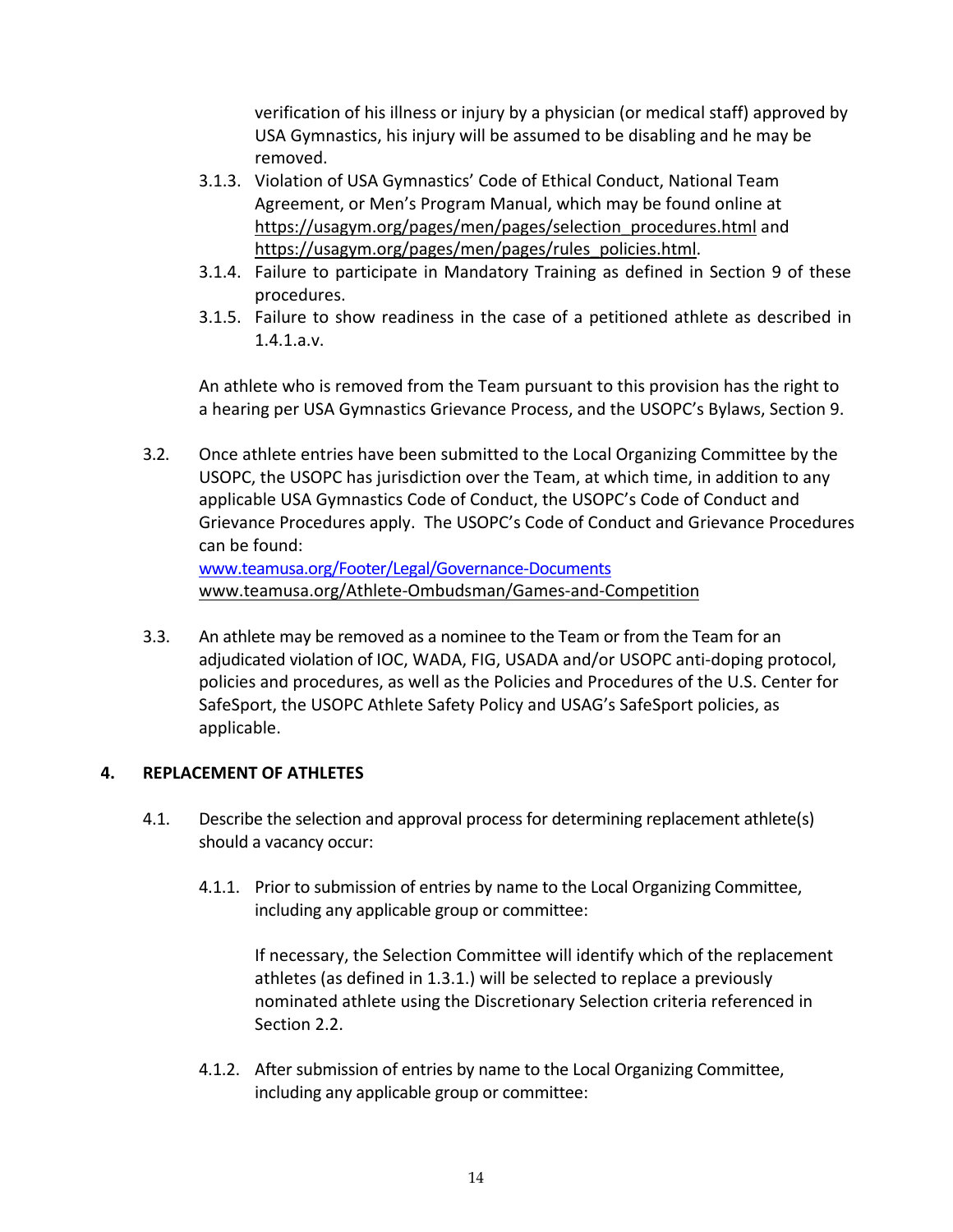verification of his illness or injury by a physician (or medical staff) approved by USA Gymnastics, his injury will be assumed to be disabling and he may be removed.

3.1.3. Violation of USA Gymnastics' Code of Ethical Conduct, National Team Agreement, or Men's Program Manual, which may be found online at https://usagym.org/pages/men/pages/selection_procedures.html and https://usagym.org/pages/men/pages/rules_policies.html.

3.1.4. Failure to participate in Mandatory Training as defined in Section 9 of these procedures.

3.1.5. Failure to show readiness in the case of a petitioned athlete as described in 1.4.1.a.v.

An athlete who is removed from the Team pursuant to this provision has the right to a hearing per USA Gymnastics Grievance Process, and the USOPC's Bylaws, Section 9.

3.2. Once athlete entries have been submitted to the Local Organizing Committee by the USOPC, the USOPC has jurisdiction over the Team, at which time, in addition to any applicable USA Gymnastics Code of Conduct, the USOPC's Code of Conduct and Grievance Procedures apply. The USOPC's Code of Conduct and Grievance Procedures can be found:
www.teamusa.org/Footer/Legal/Governance-Documents
www.teamusa.org/Athlete-Ombudsman/Games-and-Competition

3.3. An athlete may be removed as a nominee to the Team or from the Team for an adjudicated violation of IOC, WADA, FIG, USADA and/or USOPC anti-doping protocol, policies and procedures, as well as the Policies and Procedures of the U.S. Center for SafeSport, the USOPC Athlete Safety Policy and USAG's SafeSport policies, as applicable.

## 4. REPLACEMENT OF ATHLETES

4.1. Describe the selection and approval process for determining replacement athlete(s) should a vacancy occur:

4.1.1. Prior to submission of entries by name to the Local Organizing Committee, including any applicable group or committee:

If necessary, the Selection Committee will identify which of the replacement athletes (as defined in 1.3.1.) will be selected to replace a previously nominated athlete using the Discretionary Selection criteria referenced in Section 2.2.

4.1.2. After submission of entries by name to the Local Organizing Committee, including any applicable group or committee: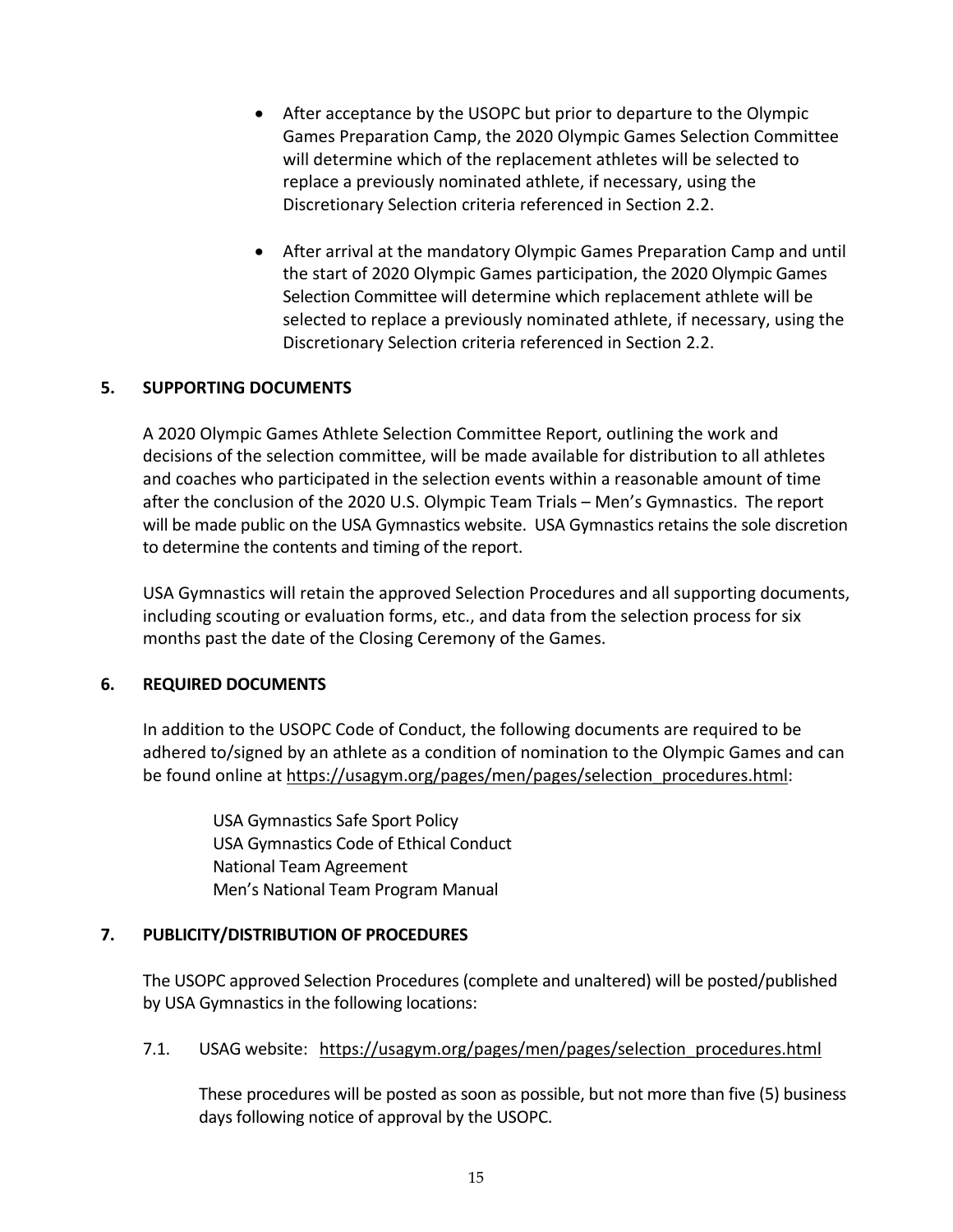- After acceptance by the USOPC but prior to departure to the Olympic Games Preparation Camp, the 2020 Olympic Games Selection Committee will determine which of the replacement athletes will be selected to replace a previously nominated athlete, if necessary, using the Discretionary Selection criteria referenced in Section 2.2.

- After arrival at the mandatory Olympic Games Preparation Camp and until the start of 2020 Olympic Games participation, the 2020 Olympic Games Selection Committee will determine which replacement athlete will be selected to replace a previously nominated athlete, if necessary, using the Discretionary Selection criteria referenced in Section 2.2.

## 5. SUPPORTING DOCUMENTS

A 2020 Olympic Games Athlete Selection Committee Report, outlining the work and decisions of the selection committee, will be made available for distribution to all athletes and coaches who participated in the selection events within a reasonable amount of time after the conclusion of the 2020 U.S. Olympic Team Trials – Men's Gymnastics. The report will be made public on the USA Gymnastics website. USA Gymnastics retains the sole discretion to determine the contents and timing of the report.

USA Gymnastics will retain the approved Selection Procedures and all supporting documents, including scouting or evaluation forms, etc., and data from the selection process for six months past the date of the Closing Ceremony of the Games.

## 6. REQUIRED DOCUMENTS

In addition to the USOPC Code of Conduct, the following documents are required to be adhered to/signed by an athlete as a condition of nomination to the Olympic Games and can be found online at https://usagym.org/pages/men/pages/selection_procedures.html:

USA Gymnastics Safe Sport Policy
USA Gymnastics Code of Ethical Conduct
National Team Agreement
Men's National Team Program Manual

## 7. PUBLICITY/DISTRIBUTION OF PROCEDURES

The USOPC approved Selection Procedures (complete and unaltered) will be posted/published by USA Gymnastics in the following locations:

7.1. USAG website: https://usagym.org/pages/men/pages/selection_procedures.html

These procedures will be posted as soon as possible, but not more than five (5) business days following notice of approval by the USOPC.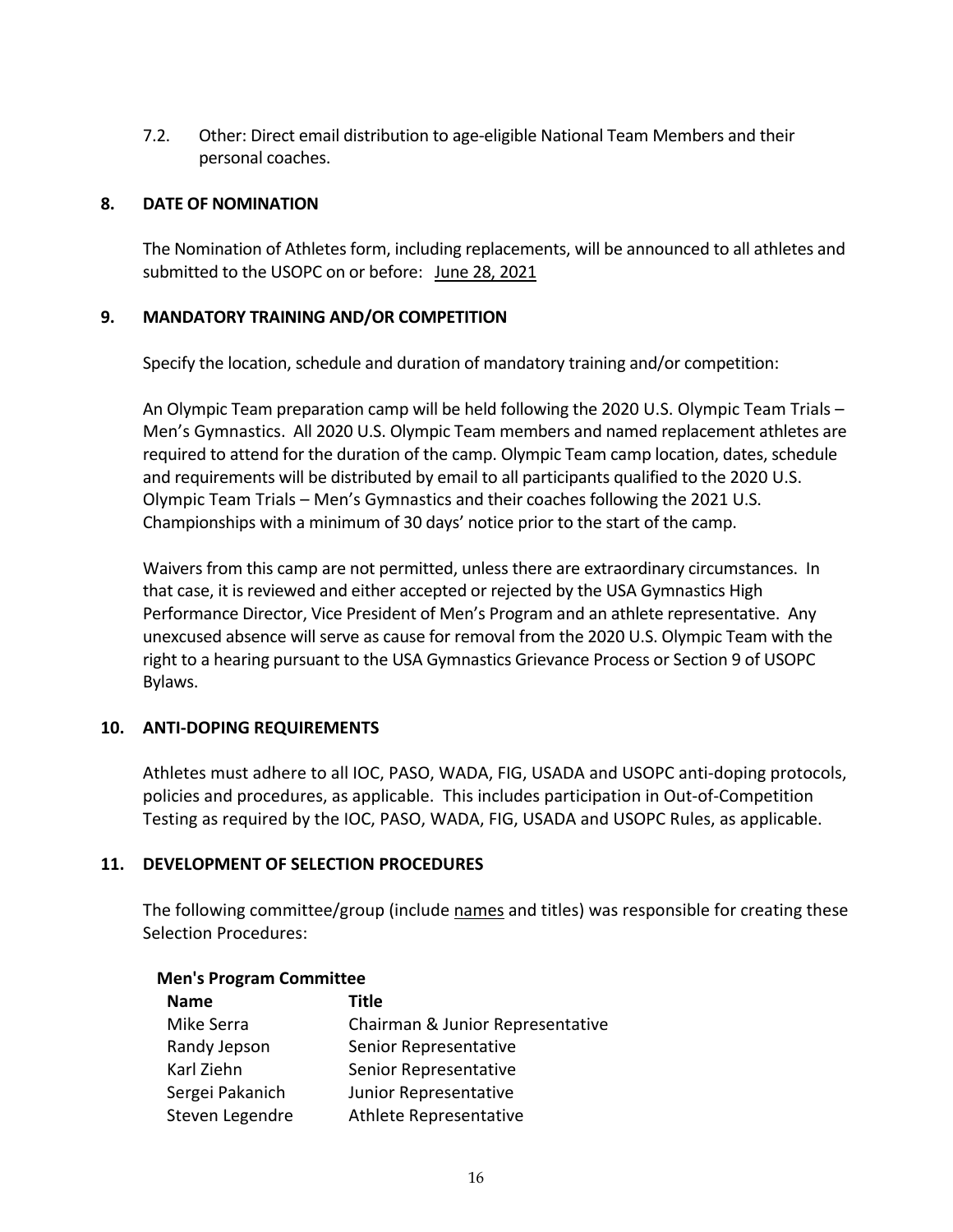7.2. Other: Direct email distribution to age-eligible National Team Members and their personal coaches.

## 8. DATE OF NOMINATION

The Nomination of Athletes form, including replacements, will be announced to all athletes and submitted to the USOPC on or before: June 28, 2021

## 9. MANDATORY TRAINING AND/OR COMPETITION

Specify the location, schedule and duration of mandatory training and/or competition:

An Olympic Team preparation camp will be held following the 2020 U.S. Olympic Team Trials – Men's Gymnastics. All 2020 U.S. Olympic Team members and named replacement athletes are required to attend for the duration of the camp. Olympic Team camp location, dates, schedule and requirements will be distributed by email to all participants qualified to the 2020 U.S. Olympic Team Trials – Men's Gymnastics and their coaches following the 2021 U.S. Championships with a minimum of 30 days' notice prior to the start of the camp.

Waivers from this camp are not permitted, unless there are extraordinary circumstances. In that case, it is reviewed and either accepted or rejected by the USA Gymnastics High Performance Director, Vice President of Men's Program and an athlete representative. Any unexcused absence will serve as cause for removal from the 2020 U.S. Olympic Team with the right to a hearing pursuant to the USA Gymnastics Grievance Process or Section 9 of USOPC Bylaws.

## 10. ANTI-DOPING REQUIREMENTS

Athletes must adhere to all IOC, PASO, WADA, FIG, USADA and USOPC anti-doping protocols, policies and procedures, as applicable. This includes participation in Out-of-Competition Testing as required by the IOC, PASO, WADA, FIG, USADA and USOPC Rules, as applicable.

## 11. DEVELOPMENT OF SELECTION PROCEDURES

The following committee/group (include names and titles) was responsible for creating these Selection Procedures:

**Men's Program Committee**

| Name | Title |
|---|---|
| Mike Serra | Chairman & Junior Representative |
| Randy Jepson | Senior Representative |
| Karl Ziehn | Senior Representative |
| Sergei Pakanich | Junior Representative |
| Steven Legendre | Athlete Representative |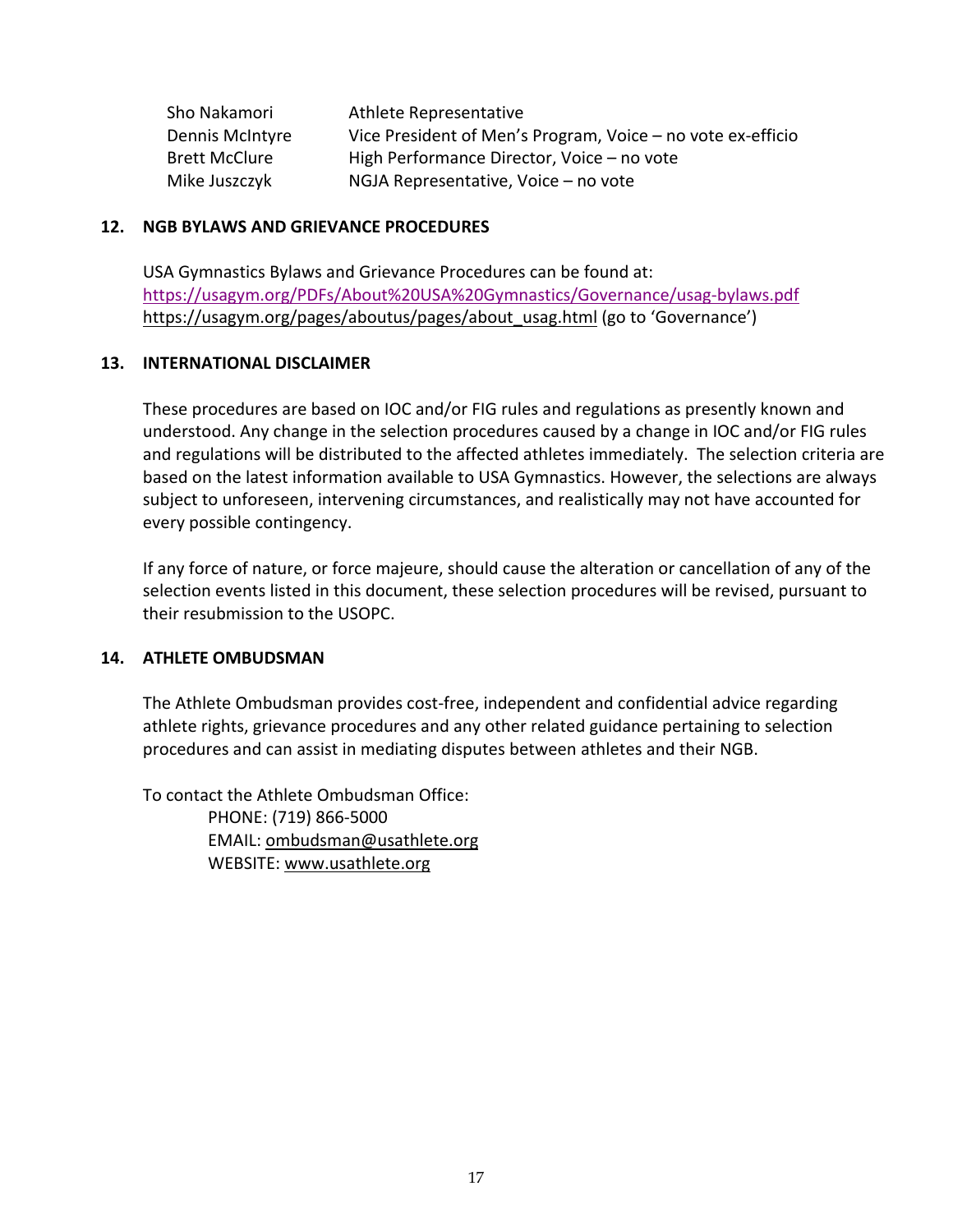| | |
|---|---|
| Sho Nakamori | Athlete Representative |
| Dennis McIntyre | Vice President of Men's Program, Voice – no vote ex-efficio |
| Brett McClure | High Performance Director, Voice – no vote |
| Mike Juszczyk | NGJA Representative, Voice – no vote |

## 12. NGB BYLAWS AND GRIEVANCE PROCEDURES

USA Gymnastics Bylaws and Grievance Procedures can be found at:
https://usagym.org/PDFs/About%20USA%20Gymnastics/Governance/usag-bylaws.pdf
https://usagym.org/pages/aboutus/pages/about_usag.html (go to 'Governance')

## 13. INTERNATIONAL DISCLAIMER

These procedures are based on IOC and/or FIG rules and regulations as presently known and understood. Any change in the selection procedures caused by a change in IOC and/or FIG rules and regulations will be distributed to the affected athletes immediately. The selection criteria are based on the latest information available to USA Gymnastics. However, the selections are always subject to unforeseen, intervening circumstances, and realistically may not have accounted for every possible contingency.

If any force of nature, or force majeure, should cause the alteration or cancellation of any of the selection events listed in this document, these selection procedures will be revised, pursuant to their resubmission to the USOPC.

## 14. ATHLETE OMBUDSMAN

The Athlete Ombudsman provides cost-free, independent and confidential advice regarding athlete rights, grievance procedures and any other related guidance pertaining to selection procedures and can assist in mediating disputes between athletes and their NGB.

To contact the Athlete Ombudsman Office:

PHONE: (719) 866-5000
EMAIL: ombudsman@usathlete.org
WEBSITE: www.usathlete.org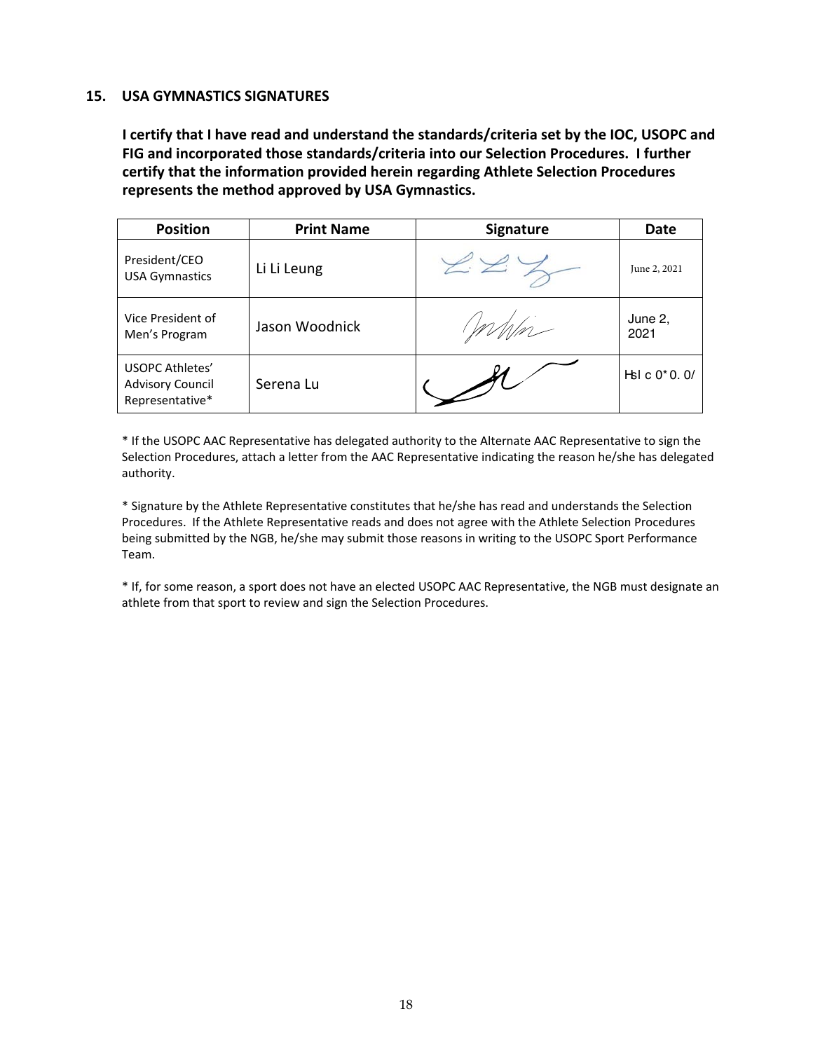## 15. USA GYMNASTICS SIGNATURES

**I certify that I have read and understand the standards/criteria set by the IOC, USOPC and FIG and incorporated those standards/criteria into our Selection Procedures. I further certify that the information provided herein regarding Athlete Selection Procedures represents the method approved by USA Gymnastics.**

| Position | Print Name | Signature | Date |
|---|---|---|---|
| President/CEO USA Gymnastics | Li Li Leung | | June 2, 2021 |
| Vice President of Men's Program | Jason Woodnick | | June 2, 2021 |
| USOPC Athletes' Advisory Council Representative* | Serena Lu | | Hsl c 0* 0. 0/ |

* If the USOPC AAC Representative has delegated authority to the Alternate AAC Representative to sign the Selection Procedures, attach a letter from the AAC Representative indicating the reason he/she has delegated authority.

* Signature by the Athlete Representative constitutes that he/she has read and understands the Selection Procedures. If the Athlete Representative reads and does not agree with the Athlete Selection Procedures being submitted by the NGB, he/she may submit those reasons in writing to the USOPC Sport Performance Team.

* If, for some reason, a sport does not have an elected USOPC AAC Representative, the NGB must designate an athlete from that sport to review and sign the Selection Procedures.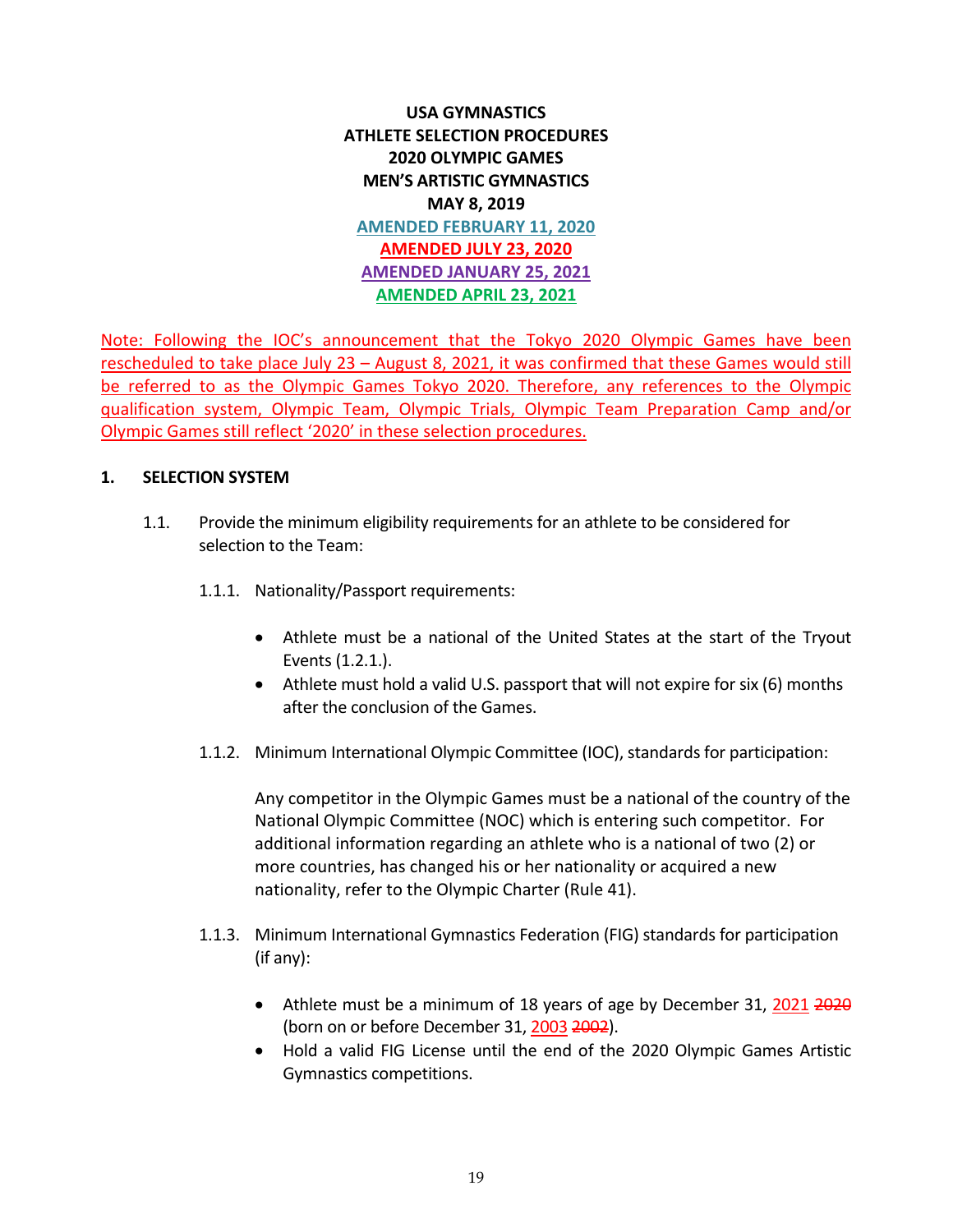**USA GYMNASTICS**
**ATHLETE SELECTION PROCEDURES**
**2020 OLYMPIC GAMES**
**MEN'S ARTISTIC GYMNASTICS**
**MAY 8, 2019**
**AMENDED FEBRUARY 11, 2020**
**AMENDED JULY 23, 2020**
**AMENDED JANUARY 25, 2021**
**AMENDED APRIL 23, 2021**

Note: Following the IOC's announcement that the Tokyo 2020 Olympic Games have been rescheduled to take place July 23 – August 8, 2021, it was confirmed that these Games would still be referred to as the Olympic Games Tokyo 2020. Therefore, any references to the Olympic qualification system, Olympic Team, Olympic Trials, Olympic Team Preparation Camp and/or Olympic Games still reflect '2020' in these selection procedures.

## 1. SELECTION SYSTEM

1.1. Provide the minimum eligibility requirements for an athlete to be considered for selection to the Team:

1.1.1. Nationality/Passport requirements:

- Athlete must be a national of the United States at the start of the Tryout Events (1.2.1.).
- Athlete must hold a valid U.S. passport that will not expire for six (6) months after the conclusion of the Games.

1.1.2. Minimum International Olympic Committee (IOC), standards for participation:

Any competitor in the Olympic Games must be a national of the country of the National Olympic Committee (NOC) which is entering such competitor. For additional information regarding an athlete who is a national of two (2) or more countries, has changed his or her nationality or acquired a new nationality, refer to the Olympic Charter (Rule 41).

1.1.3. Minimum International Gymnastics Federation (FIG) standards for participation (if any):

- Athlete must be a minimum of 18 years of age by December 31, 2021 ~~2020~~ (born on or before December 31, 2003 ~~2002~~).
- Hold a valid FIG License until the end of the 2020 Olympic Games Artistic Gymnastics competitions.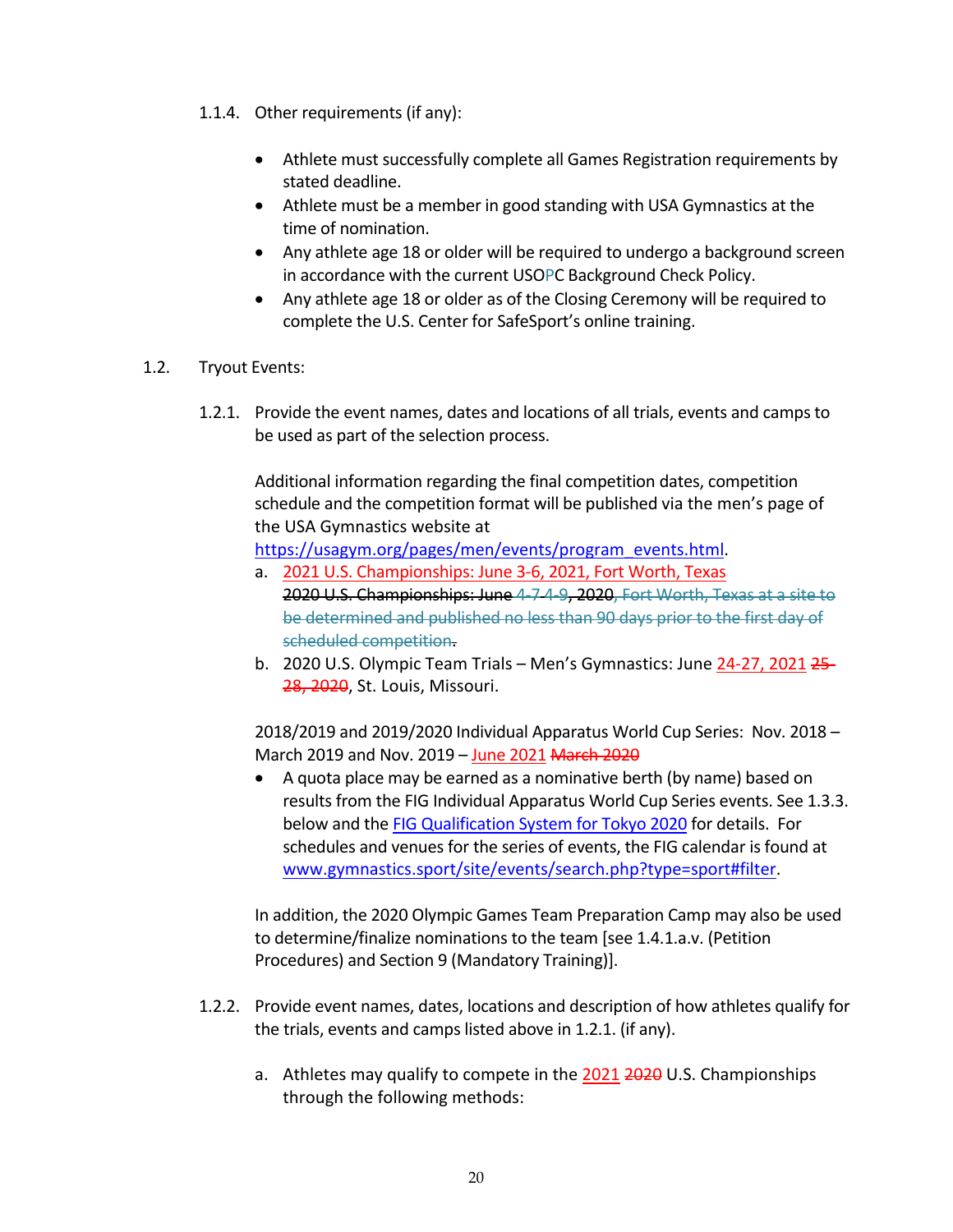1.1.4. Other requirements (if any):

- Athlete must successfully complete all Games Registration requirements by stated deadline.
- Athlete must be a member in good standing with USA Gymnastics at the time of nomination.
- Any athlete age 18 or older will be required to undergo a background screen in accordance with the current USOPC Background Check Policy.
- Any athlete age 18 or older as of the Closing Ceremony will be required to complete the U.S. Center for SafeSport's online training.

1.2. Tryout Events:

1.2.1. Provide the event names, dates and locations of all trials, events and camps to be used as part of the selection process.

Additional information regarding the final competition dates, competition schedule and the competition format will be published via the men's page of the USA Gymnastics website at [https://usagym.org/pages/men/events/program_events.html](https://usagym.org/pages/men/events/program_events.html).

a. 2021 U.S. Championships: June 3-6, 2021, Fort Worth, Texas
~~2020 U.S. Championships: June 4-7 4-9, 2020, Fort Worth, Texas at a site to be determined and published no less than 90 days prior to the first day of scheduled competition.~~

b. 2020 U.S. Olympic Team Trials – Men's Gymnastics: June 24-27, 2021 ~~25-28, 2020~~, St. Louis, Missouri.

2018/2019 and 2019/2020 Individual Apparatus World Cup Series: Nov. 2018 – March 2019 and Nov. 2019 – June 2021 ~~March 2020~~

- A quota place may be earned as a nominative berth (by name) based on results from the FIG Individual Apparatus World Cup Series events. See 1.3.3. below and the [FIG Qualification System for Tokyo 2020](FIG Qualification System for Tokyo 2020) for details. For schedules and venues for the series of events, the FIG calendar is found at [www.gymnastics.sport/site/events/search.php?type=sport#filter](www.gymnastics.sport/site/events/search.php?type=sport#filter).

In addition, the 2020 Olympic Games Team Preparation Camp may also be used to determine/finalize nominations to the team [see 1.4.1.a.v. (Petition Procedures) and Section 9 (Mandatory Training)].

1.2.2. Provide event names, dates, locations and description of how athletes qualify for the trials, events and camps listed above in 1.2.1. (if any).

a. Athletes may qualify to compete in the 2021 ~~2020~~ U.S. Championships through the following methods: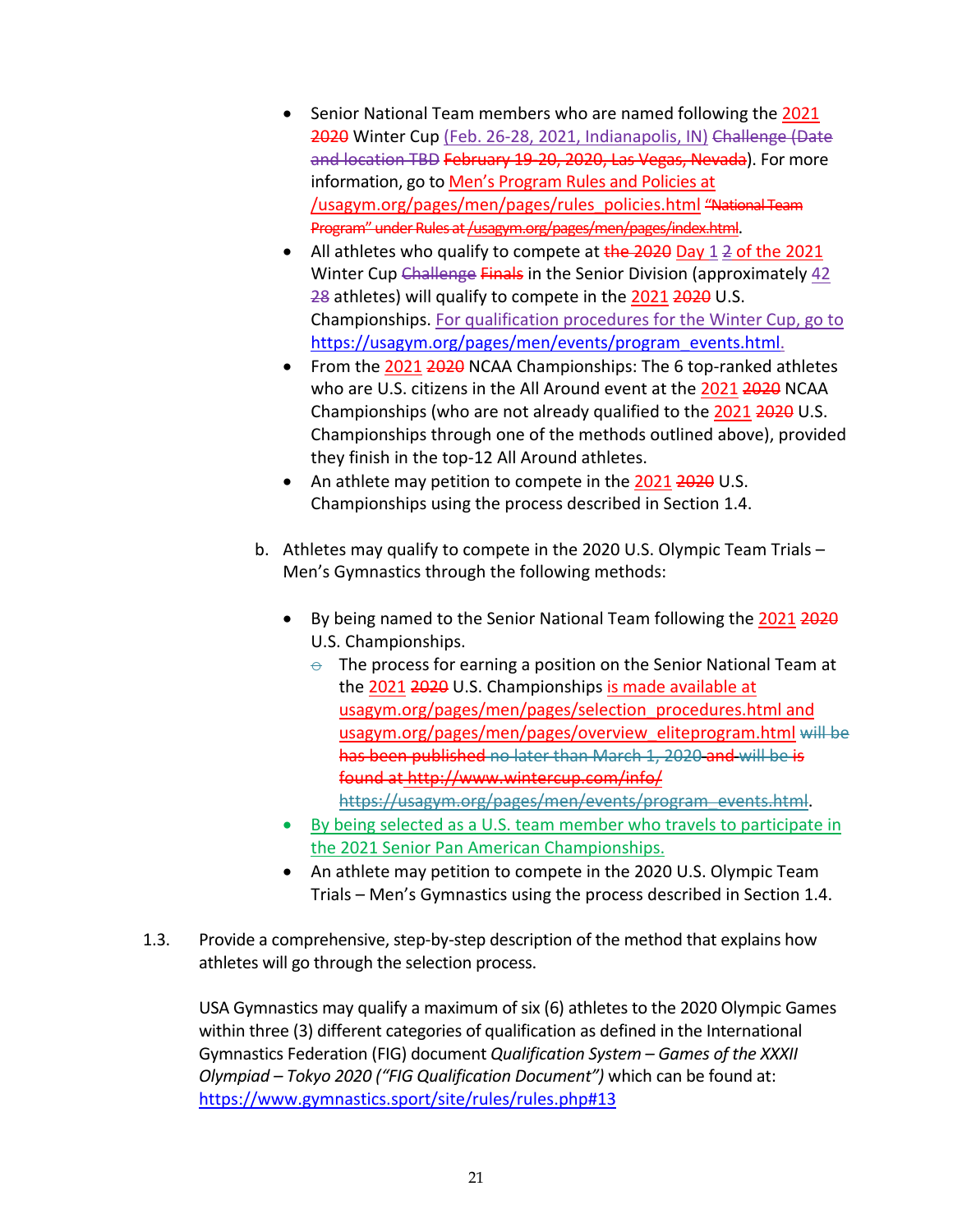- Senior National Team members who are named following the 2021 ~~2020~~ Winter Cup (Feb. 26-28, 2021, Indianapolis, IN) ~~Challenge (Date and location TBD~~ ~~February 19-20, 2020, Las Vegas, Nevada~~). For more information, go to Men's Program Rules and Policies at /usagym.org/pages/men/pages/rules_policies.html ~~"National Team Program" under Rules at /usagym.org/pages/men/pages/index.html~~.
- All athletes who qualify to compete at ~~the 2020~~ Day 1 ~~2~~ of the 2021 Winter Cup ~~Challenge~~ ~~Finals~~ in the Senior Division (approximately 42 ~~28~~ athletes) will qualify to compete in the 2021 ~~2020~~ U.S. Championships. For qualification procedures for the Winter Cup, go to https://usagym.org/pages/men/events/program_events.html.
- From the 2021 ~~2020~~ NCAA Championships: The 6 top-ranked athletes who are U.S. citizens in the All Around event at the 2021 ~~2020~~ NCAA Championships (who are not already qualified to the 2021 ~~2020~~ U.S. Championships through one of the methods outlined above), provided they finish in the top-12 All Around athletes.
- An athlete may petition to compete in the 2021 ~~2020~~ U.S. Championships using the process described in Section 1.4.

b. Athletes may qualify to compete in the 2020 U.S. Olympic Team Trials – Men's Gymnastics through the following methods:

- By being named to the Senior National Team following the 2021 ~~2020~~ U.S. Championships.
  - The process for earning a position on the Senior National Team at the 2021 ~~2020~~ U.S. Championships is made available at usagym.org/pages/men/pages/selection_procedures.html and usagym.org/pages/men/pages/overview_eliteprogram.html ~~will be has been published no later than March 1, 2020 and will be is found at http://www.wintercup.com/info/ https://usagym.org/pages/men/events/program_events.html~~.
- By being selected as a U.S. team member who travels to participate in the 2021 Senior Pan American Championships.
- An athlete may petition to compete in the 2020 U.S. Olympic Team Trials – Men's Gymnastics using the process described in Section 1.4.

1.3. Provide a comprehensive, step-by-step description of the method that explains how athletes will go through the selection process.

USA Gymnastics may qualify a maximum of six (6) athletes to the 2020 Olympic Games within three (3) different categories of qualification as defined in the International Gymnastics Federation (FIG) document *Qualification System – Games of the XXXII Olympiad – Tokyo 2020 ("FIG Qualification Document")* which can be found at: https://www.gymnastics.sport/site/rules/rules.php#13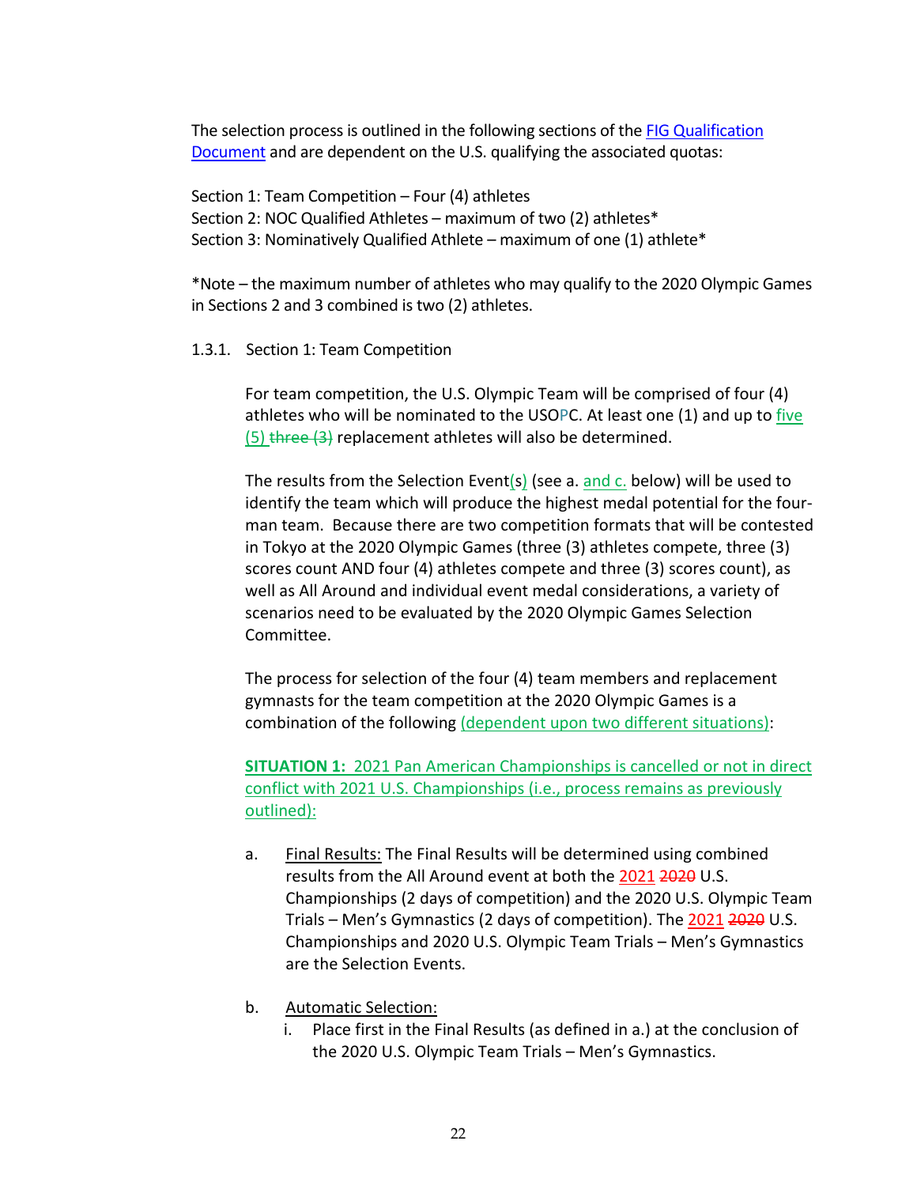The selection process is outlined in the following sections of the [FIG Qualification Document]() and are dependent on the U.S. qualifying the associated quotas:

Section 1: Team Competition – Four (4) athletes
Section 2: NOC Qualified Athletes – maximum of two (2) athletes*
Section 3: Nominatively Qualified Athlete – maximum of one (1) athlete*

*Note – the maximum number of athletes who may qualify to the 2020 Olympic Games in Sections 2 and 3 combined is two (2) athletes.

1.3.1. Section 1: Team Competition

For team competition, the U.S. Olympic Team will be comprised of four (4) athletes who will be nominated to the USOPC. At least one (1) and up to five (5) ~~three (3)~~ replacement athletes will also be determined.

The results from the Selection Event(s) (see a. and c. below) will be used to identify the team which will produce the highest medal potential for the four-man team. Because there are two competition formats that will be contested in Tokyo at the 2020 Olympic Games (three (3) athletes compete, three (3) scores count AND four (4) athletes compete and three (3) scores count), as well as All Around and individual event medal considerations, a variety of scenarios need to be evaluated by the 2020 Olympic Games Selection Committee.

The process for selection of the four (4) team members and replacement gymnasts for the team competition at the 2020 Olympic Games is a combination of the following (dependent upon two different situations):

**SITUATION 1:** 2021 Pan American Championships is cancelled or not in direct conflict with 2021 U.S. Championships (i.e., process remains as previously outlined):

a. Final Results: The Final Results will be determined using combined results from the All Around event at both the 2021 ~~2020~~ U.S. Championships (2 days of competition) and the 2020 U.S. Olympic Team Trials – Men's Gymnastics (2 days of competition). The 2021 ~~2020~~ U.S. Championships and 2020 U.S. Olympic Team Trials – Men's Gymnastics are the Selection Events.

b. Automatic Selection:
   i. Place first in the Final Results (as defined in a.) at the conclusion of the 2020 U.S. Olympic Team Trials – Men's Gymnastics.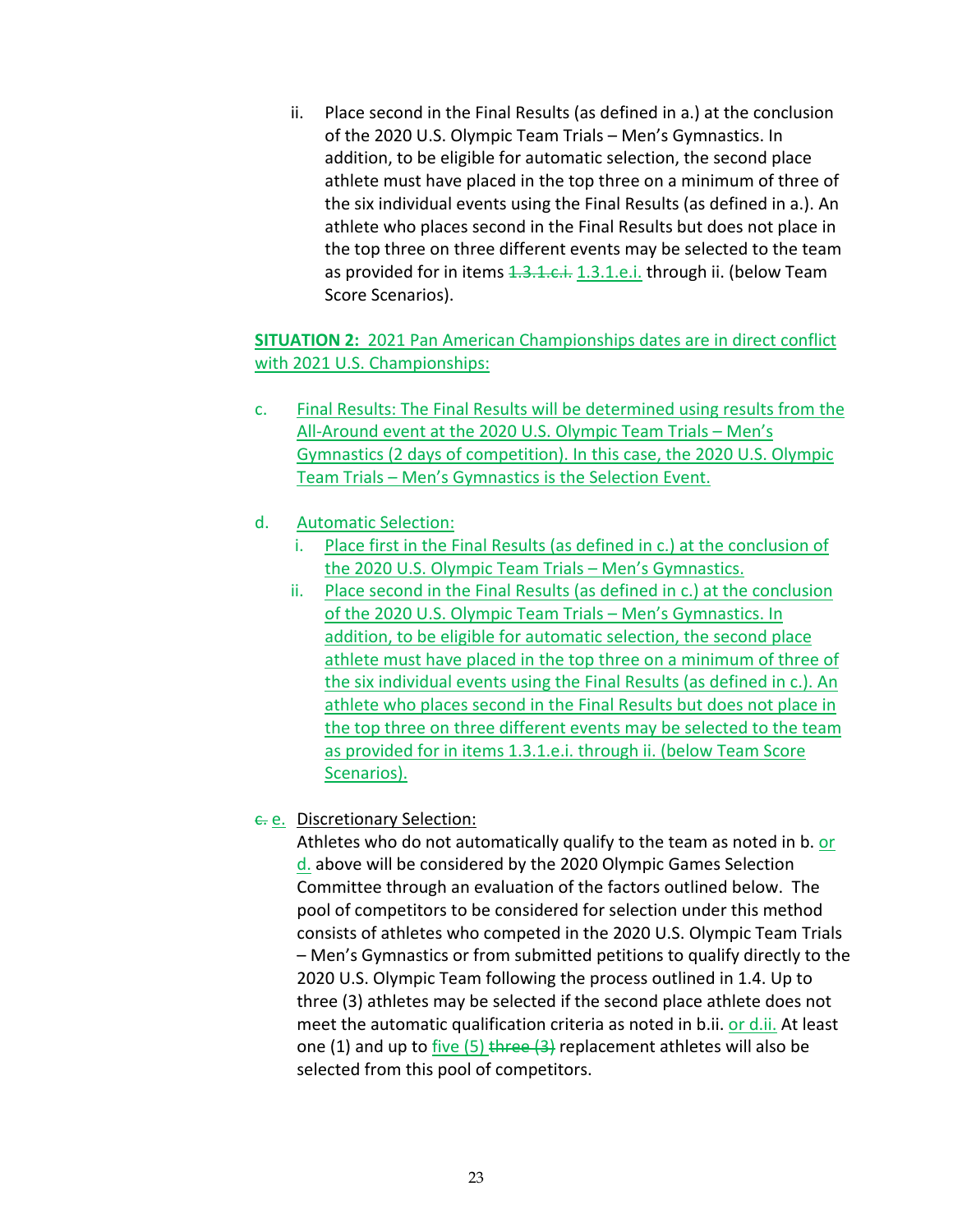ii. Place second in the Final Results (as defined in a.) at the conclusion of the 2020 U.S. Olympic Team Trials – Men's Gymnastics. In addition, to be eligible for automatic selection, the second place athlete must have placed in the top three on a minimum of three of the six individual events using the Final Results (as defined in a.). An athlete who places second in the Final Results but does not place in the top three on three different events may be selected to the team as provided for in items ~~1.3.1.c.i.~~ 1.3.1.e.i. through ii. (below Team Score Scenarios).

**SITUATION 2:** 2021 Pan American Championships dates are in direct conflict with 2021 U.S. Championships:

c. Final Results: The Final Results will be determined using results from the All-Around event at the 2020 U.S. Olympic Team Trials – Men's Gymnastics (2 days of competition). In this case, the 2020 U.S. Olympic Team Trials – Men's Gymnastics is the Selection Event.

d. Automatic Selection:
   i. Place first in the Final Results (as defined in c.) at the conclusion of the 2020 U.S. Olympic Team Trials – Men's Gymnastics.
   ii. Place second in the Final Results (as defined in c.) at the conclusion of the 2020 U.S. Olympic Team Trials – Men's Gymnastics. In addition, to be eligible for automatic selection, the second place athlete must have placed in the top three on a minimum of three of the six individual events using the Final Results (as defined in c.). An athlete who places second in the Final Results but does not place in the top three on three different events may be selected to the team as provided for in items 1.3.1.e.i. through ii. (below Team Score Scenarios).

~~c.~~ e. Discretionary Selection:
Athletes who do not automatically qualify to the team as noted in b. or d. above will be considered by the 2020 Olympic Games Selection Committee through an evaluation of the factors outlined below. The pool of competitors to be considered for selection under this method consists of athletes who competed in the 2020 U.S. Olympic Team Trials – Men's Gymnastics or from submitted petitions to qualify directly to the 2020 U.S. Olympic Team following the process outlined in 1.4. Up to three (3) athletes may be selected if the second place athlete does not meet the automatic qualification criteria as noted in b.ii. or d.ii. At least one (1) and up to five (5) ~~three (3)~~ replacement athletes will also be selected from this pool of competitors.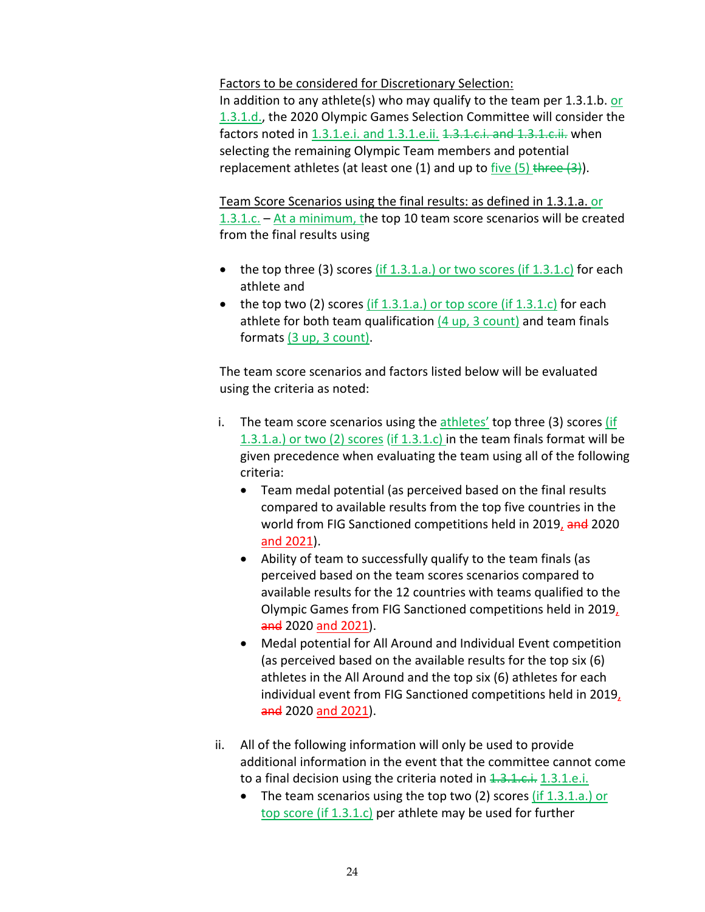Factors to be considered for Discretionary Selection:
In addition to any athlete(s) who may qualify to the team per 1.3.1.b. or 1.3.1.d., the 2020 Olympic Games Selection Committee will consider the factors noted in 1.3.1.e.i. and 1.3.1.e.ii. ~~1.3.1.c.i. and 1.3.1.c.ii.~~ when selecting the remaining Olympic Team members and potential replacement athletes (at least one (1) and up to five (5) ~~three (3)~~).

Team Score Scenarios using the final results: as defined in 1.3.1.a. or 1.3.1.c. – At a minimum, the top 10 team score scenarios will be created from the final results using

- the top three (3) scores (if 1.3.1.a.) or two scores (if 1.3.1.c) for each athlete and
- the top two (2) scores (if 1.3.1.a.) or top score (if 1.3.1.c) for each athlete for both team qualification (4 up, 3 count) and team finals formats (3 up, 3 count).

The team score scenarios and factors listed below will be evaluated using the criteria as noted:

i. The team score scenarios using the athletes' top three (3) scores (if 1.3.1.a.) or two (2) scores (if 1.3.1.c) in the team finals format will be given precedence when evaluating the team using all of the following criteria:
   - Team medal potential (as perceived based on the final results compared to available results from the top five countries in the world from FIG Sanctioned competitions held in 2019, ~~and~~ 2020 and 2021).
   - Ability of team to successfully qualify to the team finals (as perceived based on the team scores scenarios compared to available results for the 12 countries with teams qualified to the Olympic Games from FIG Sanctioned competitions held in 2019, ~~and~~ 2020 and 2021).
   - Medal potential for All Around and Individual Event competition (as perceived based on the available results for the top six (6) athletes in the All Around and the top six (6) athletes for each individual event from FIG Sanctioned competitions held in 2019, ~~and~~ 2020 and 2021).

ii. All of the following information will only be used to provide additional information in the event that the committee cannot come to a final decision using the criteria noted in ~~1.3.1.c.i.~~ 1.3.1.e.i.
   - The team scenarios using the top two (2) scores (if 1.3.1.a.) or top score (if 1.3.1.c) per athlete may be used for further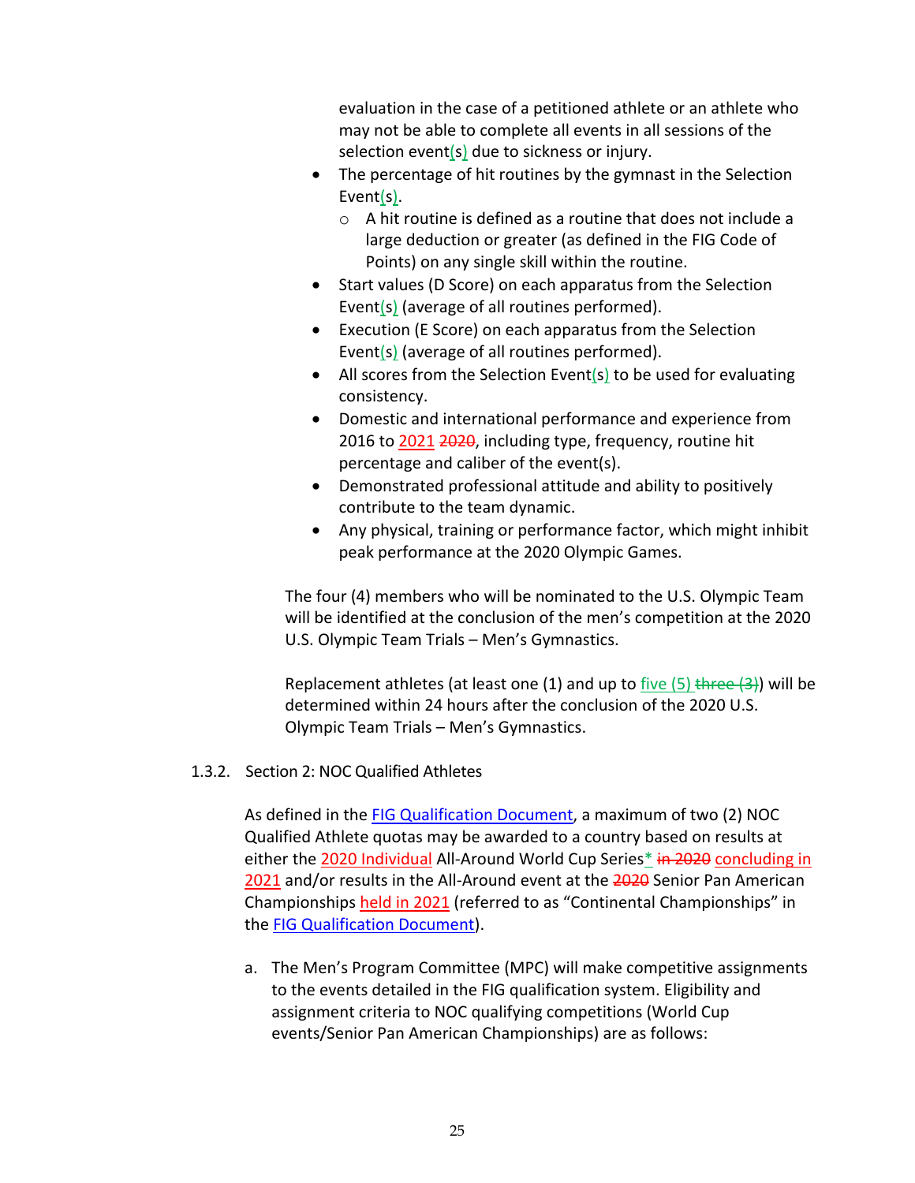evaluation in the case of a petitioned athlete or an athlete who may not be able to complete all events in all sessions of the selection event(s) due to sickness or injury.

- The percentage of hit routines by the gymnast in the Selection Event(s).
  - A hit routine is defined as a routine that does not include a large deduction or greater (as defined in the FIG Code of Points) on any single skill within the routine.
- Start values (D Score) on each apparatus from the Selection Event(s) (average of all routines performed).
- Execution (E Score) on each apparatus from the Selection Event(s) (average of all routines performed).
- All scores from the Selection Event(s) to be used for evaluating consistency.
- Domestic and international performance and experience from 2016 to 2021 ~~2020~~, including type, frequency, routine hit percentage and caliber of the event(s).
- Demonstrated professional attitude and ability to positively contribute to the team dynamic.
- Any physical, training or performance factor, which might inhibit peak performance at the 2020 Olympic Games.

The four (4) members who will be nominated to the U.S. Olympic Team will be identified at the conclusion of the men's competition at the 2020 U.S. Olympic Team Trials – Men's Gymnastics.

Replacement athletes (at least one (1) and up to five (5) ~~three (3)~~) will be determined within 24 hours after the conclusion of the 2020 U.S. Olympic Team Trials – Men's Gymnastics.

1.3.2. Section 2: NOC Qualified Athletes

As defined in the FIG Qualification Document, a maximum of two (2) NOC Qualified Athlete quotas may be awarded to a country based on results at either the 2020 Individual All-Around World Cup Series* ~~in 2020~~ concluding in 2021 and/or results in the All-Around event at the ~~2020~~ Senior Pan American Championships held in 2021 (referred to as "Continental Championships" in the FIG Qualification Document).

a. The Men's Program Committee (MPC) will make competitive assignments to the events detailed in the FIG qualification system. Eligibility and assignment criteria to NOC qualifying competitions (World Cup events/Senior Pan American Championships) are as follows: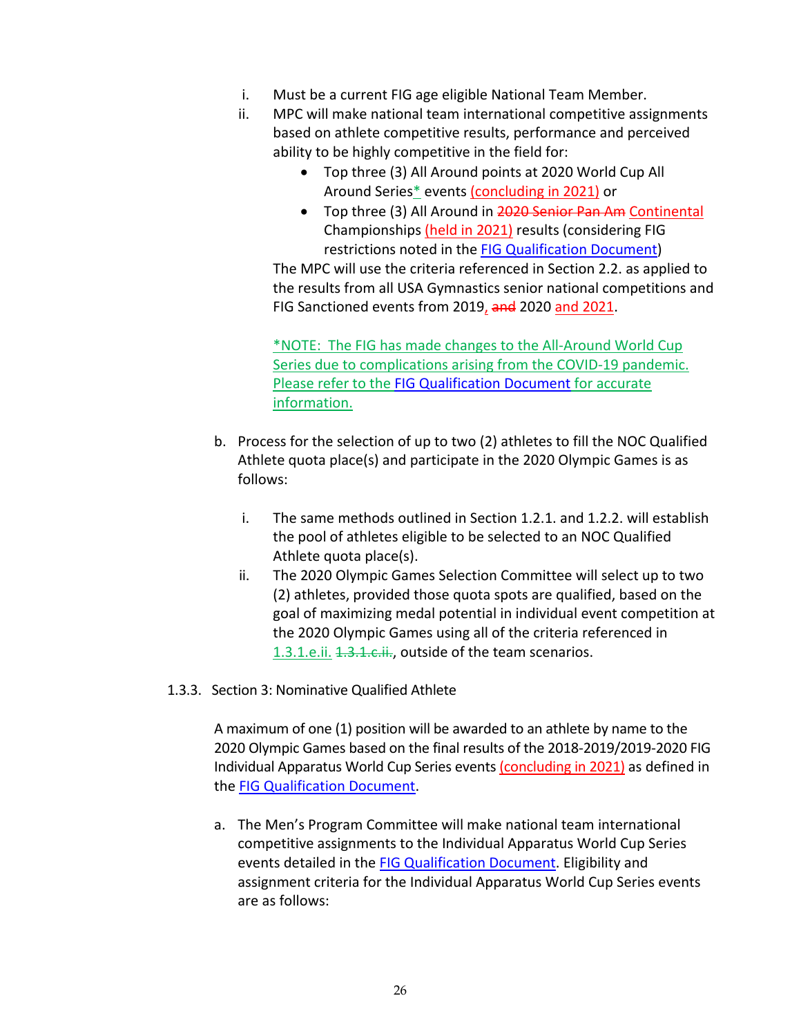i. Must be a current FIG age eligible National Team Member.

ii. MPC will make national team international competitive assignments based on athlete competitive results, performance and perceived ability to be highly competitive in the field for:

- Top three (3) All Around points at 2020 World Cup All Around Series* events (concluding in 2021) or
- Top three (3) All Around in ~~2020 Senior Pan Am~~ Continental Championships (held in 2021) results (considering FIG restrictions noted in the FIG Qualification Document)

The MPC will use the criteria referenced in Section 2.2. as applied to the results from all USA Gymnastics senior national competitions and FIG Sanctioned events from 2019, ~~and~~ 2020 and 2021.

*NOTE: The FIG has made changes to the All-Around World Cup Series due to complications arising from the COVID-19 pandemic. Please refer to the FIG Qualification Document for accurate information.

b. Process for the selection of up to two (2) athletes to fill the NOC Qualified Athlete quota place(s) and participate in the 2020 Olympic Games is as follows:

i. The same methods outlined in Section 1.2.1. and 1.2.2. will establish the pool of athletes eligible to be selected to an NOC Qualified Athlete quota place(s).

ii. The 2020 Olympic Games Selection Committee will select up to two (2) athletes, provided those quota spots are qualified, based on the goal of maximizing medal potential in individual event competition at the 2020 Olympic Games using all of the criteria referenced in 1.3.1.e.ii. ~~1.3.1.c.ii.~~, outside of the team scenarios.

1.3.3. Section 3: Nominative Qualified Athlete

A maximum of one (1) position will be awarded to an athlete by name to the 2020 Olympic Games based on the final results of the 2018-2019/2019-2020 FIG Individual Apparatus World Cup Series events (concluding in 2021) as defined in the FIG Qualification Document.

a. The Men's Program Committee will make national team international competitive assignments to the Individual Apparatus World Cup Series events detailed in the FIG Qualification Document. Eligibility and assignment criteria for the Individual Apparatus World Cup Series events are as follows: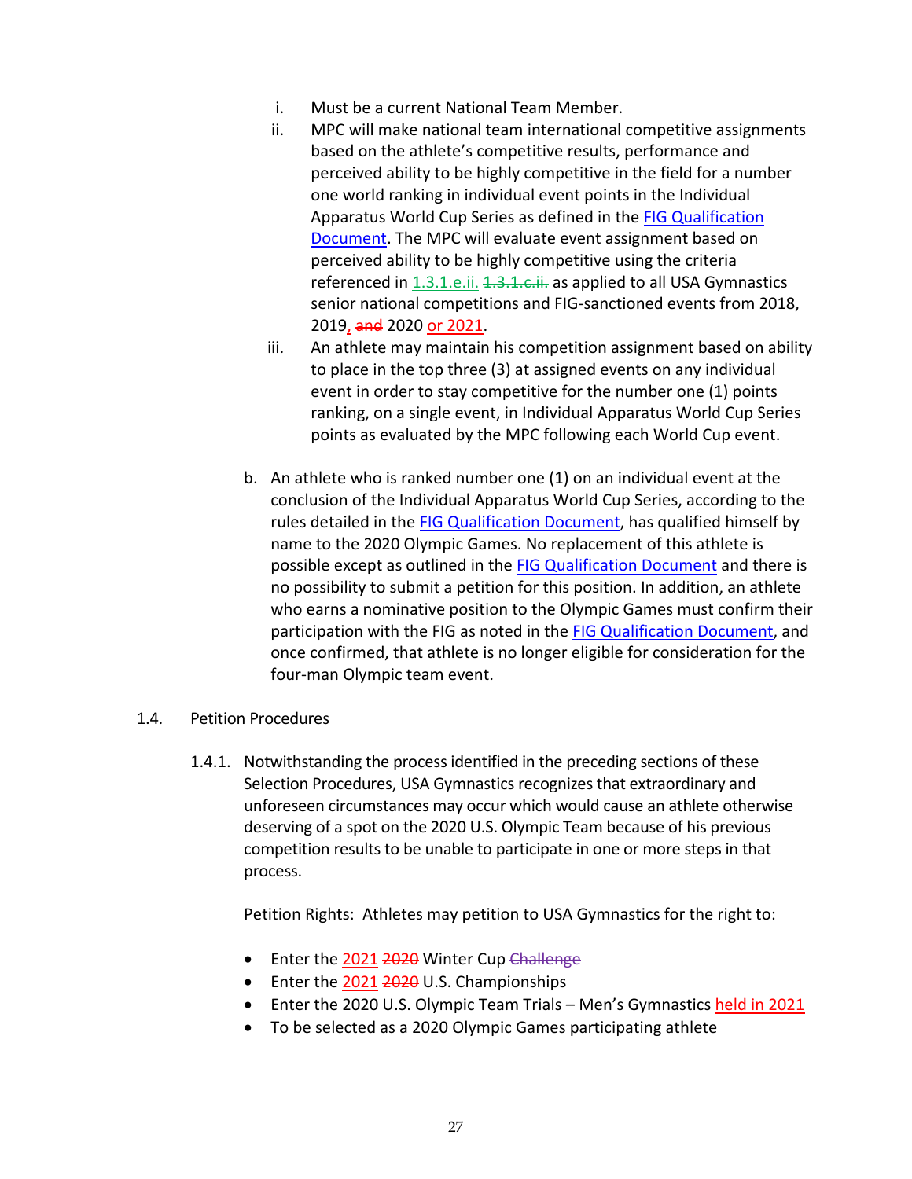i. Must be a current National Team Member.

ii. MPC will make national team international competitive assignments based on the athlete's competitive results, performance and perceived ability to be highly competitive in the field for a number one world ranking in individual event points in the Individual Apparatus World Cup Series as defined in the FIG Qualification Document. The MPC will evaluate event assignment based on perceived ability to be highly competitive using the criteria referenced in 1.3.1.e.ii. ~~1.3.1.c.ii.~~ as applied to all USA Gymnastics senior national competitions and FIG-sanctioned events from 2018, 2019, ~~and~~ 2020 or 2021.

iii. An athlete may maintain his competition assignment based on ability to place in the top three (3) at assigned events on any individual event in order to stay competitive for the number one (1) points ranking, on a single event, in Individual Apparatus World Cup Series points as evaluated by the MPC following each World Cup event.

b. An athlete who is ranked number one (1) on an individual event at the conclusion of the Individual Apparatus World Cup Series, according to the rules detailed in the FIG Qualification Document, has qualified himself by name to the 2020 Olympic Games. No replacement of this athlete is possible except as outlined in the FIG Qualification Document and there is no possibility to submit a petition for this position. In addition, an athlete who earns a nominative position to the Olympic Games must confirm their participation with the FIG as noted in the FIG Qualification Document, and once confirmed, that athlete is no longer eligible for consideration for the four-man Olympic team event.

1.4. Petition Procedures

1.4.1. Notwithstanding the process identified in the preceding sections of these Selection Procedures, USA Gymnastics recognizes that extraordinary and unforeseen circumstances may occur which would cause an athlete otherwise deserving of a spot on the 2020 U.S. Olympic Team because of his previous competition results to be unable to participate in one or more steps in that process.

Petition Rights: Athletes may petition to USA Gymnastics for the right to:

- Enter the 2021 ~~2020~~ Winter Cup ~~Challenge~~
- Enter the 2021 ~~2020~~ U.S. Championships
- Enter the 2020 U.S. Olympic Team Trials – Men's Gymnastics held in 2021
- To be selected as a 2020 Olympic Games participating athlete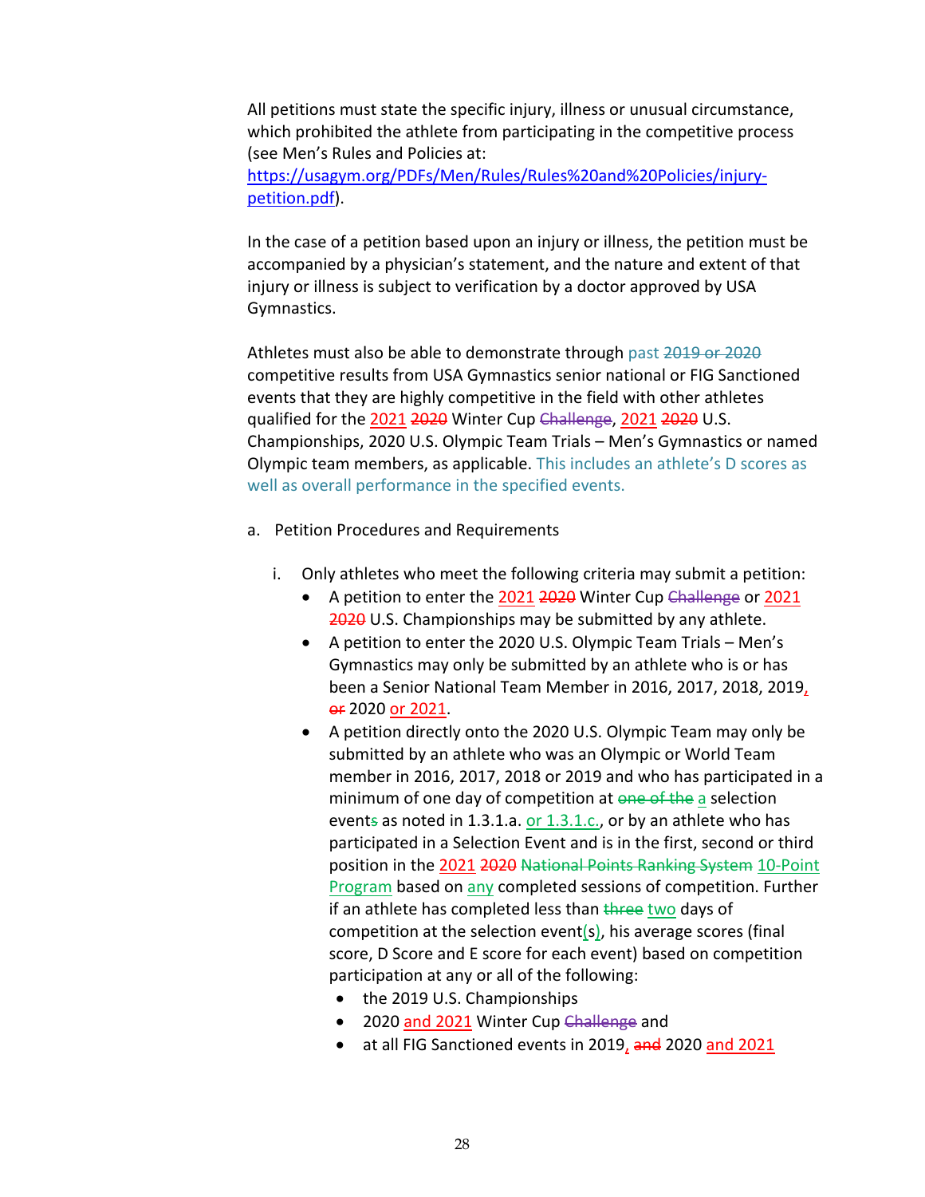All petitions must state the specific injury, illness or unusual circumstance, which prohibited the athlete from participating in the competitive process (see Men's Rules and Policies at: https://usagym.org/PDFs/Men/Rules/Rules%20and%20Policies/injury-petition.pdf).

In the case of a petition based upon an injury or illness, the petition must be accompanied by a physician's statement, and the nature and extent of that injury or illness is subject to verification by a doctor approved by USA Gymnastics.

Athletes must also be able to demonstrate through past ~~2019 or 2020~~ competitive results from USA Gymnastics senior national or FIG Sanctioned events that they are highly competitive in the field with other athletes qualified for the 2021 ~~2020~~ Winter Cup ~~Challenge~~, 2021 ~~2020~~ U.S. Championships, 2020 U.S. Olympic Team Trials – Men's Gymnastics or named Olympic team members, as applicable. This includes an athlete's D scores as well as overall performance in the specified events.

a. Petition Procedures and Requirements

   i. Only athletes who meet the following criteria may submit a petition:
      - A petition to enter the 2021 ~~2020~~ Winter Cup ~~Challenge~~ or 2021 ~~2020~~ U.S. Championships may be submitted by any athlete.
      - A petition to enter the 2020 U.S. Olympic Team Trials – Men's Gymnastics may only be submitted by an athlete who is or has been a Senior National Team Member in 2016, 2017, 2018, 2019, ~~or~~ 2020 or 2021.
      - A petition directly onto the 2020 U.S. Olympic Team may only be submitted by an athlete who was an Olympic or World Team member in 2016, 2017, 2018 or 2019 and who has participated in a minimum of one day of competition at ~~one of the~~ a selection event~~s~~ as noted in 1.3.1.a. or 1.3.1.c., or by an athlete who has participated in a Selection Event and is in the first, second or third position in the 2021 ~~2020~~ ~~National Points Ranking System~~ 10-Point Program based on any completed sessions of competition. Further if an athlete has completed less than ~~three~~ two days of competition at the selection event(s), his average scores (final score, D Score and E score for each event) based on competition participation at any or all of the following:
         - the 2019 U.S. Championships
         - 2020 and 2021 Winter Cup ~~Challenge~~ and
         - at all FIG Sanctioned events in 2019, ~~and~~ 2020 and 2021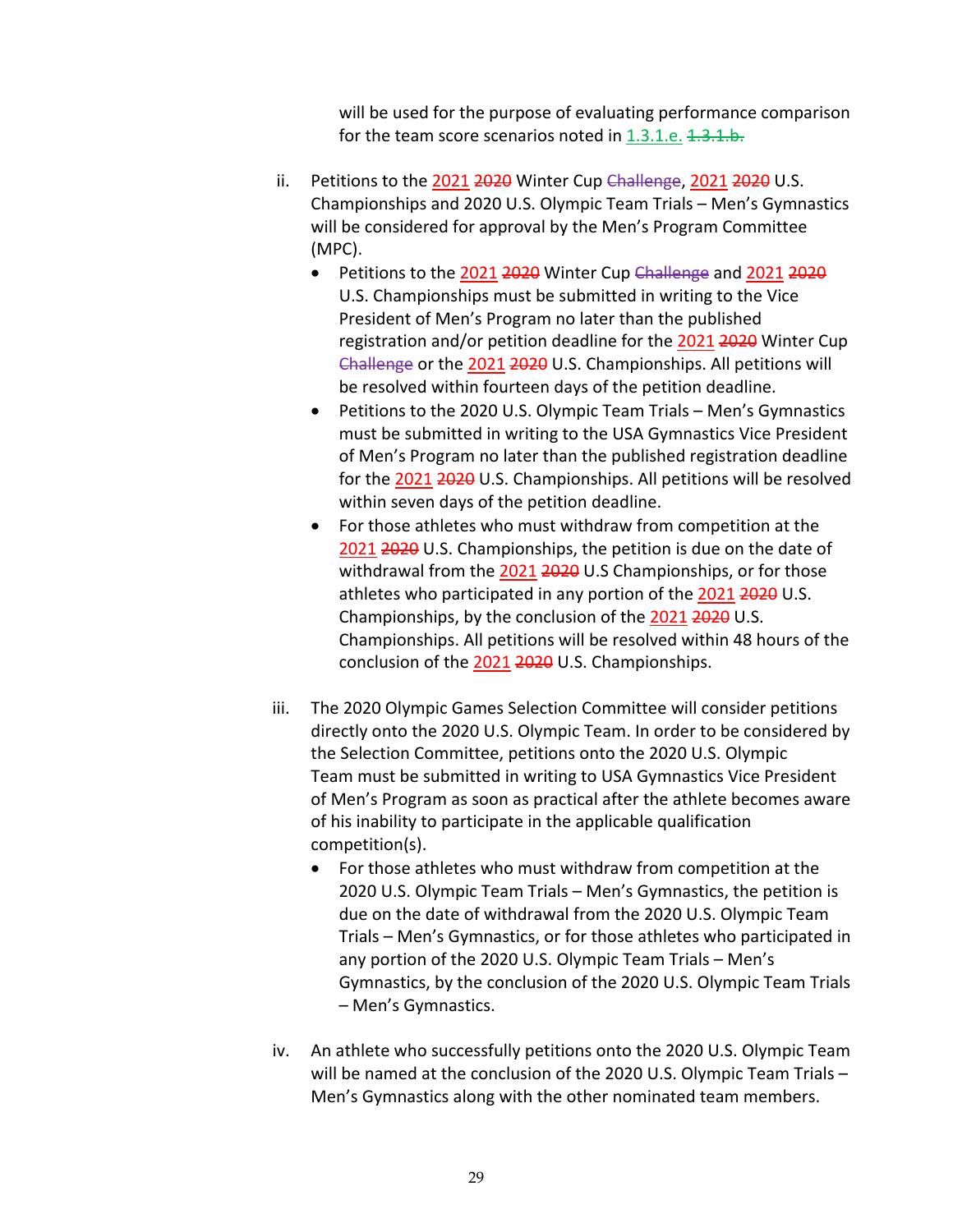will be used for the purpose of evaluating performance comparison for the team score scenarios noted in 1.3.1.e. ~~1.3.1.b.~~

ii. Petitions to the 2021 ~~2020~~ Winter Cup ~~Challenge~~, 2021 ~~2020~~ U.S. Championships and 2020 U.S. Olympic Team Trials – Men's Gymnastics will be considered for approval by the Men's Program Committee (MPC).

- Petitions to the 2021 ~~2020~~ Winter Cup ~~Challenge~~ and 2021 ~~2020~~ U.S. Championships must be submitted in writing to the Vice President of Men's Program no later than the published registration and/or petition deadline for the 2021 ~~2020~~ Winter Cup ~~Challenge~~ or the 2021 ~~2020~~ U.S. Championships. All petitions will be resolved within fourteen days of the petition deadline.
- Petitions to the 2020 U.S. Olympic Team Trials – Men's Gymnastics must be submitted in writing to the USA Gymnastics Vice President of Men's Program no later than the published registration deadline for the 2021 ~~2020~~ U.S. Championships. All petitions will be resolved within seven days of the petition deadline.
- For those athletes who must withdraw from competition at the 2021 ~~2020~~ U.S. Championships, the petition is due on the date of withdrawal from the 2021 ~~2020~~ U.S Championships, or for those athletes who participated in any portion of the 2021 ~~2020~~ U.S. Championships, by the conclusion of the 2021 ~~2020~~ U.S. Championships. All petitions will be resolved within 48 hours of the conclusion of the 2021 ~~2020~~ U.S. Championships.

iii. The 2020 Olympic Games Selection Committee will consider petitions directly onto the 2020 U.S. Olympic Team. In order to be considered by the Selection Committee, petitions onto the 2020 U.S. Olympic Team must be submitted in writing to USA Gymnastics Vice President of Men's Program as soon as practical after the athlete becomes aware of his inability to participate in the applicable qualification competition(s).

- For those athletes who must withdraw from competition at the 2020 U.S. Olympic Team Trials – Men's Gymnastics, the petition is due on the date of withdrawal from the 2020 U.S. Olympic Team Trials – Men's Gymnastics, or for those athletes who participated in any portion of the 2020 U.S. Olympic Team Trials – Men's Gymnastics, by the conclusion of the 2020 U.S. Olympic Team Trials – Men's Gymnastics.

iv. An athlete who successfully petitions onto the 2020 U.S. Olympic Team will be named at the conclusion of the 2020 U.S. Olympic Team Trials – Men's Gymnastics along with the other nominated team members.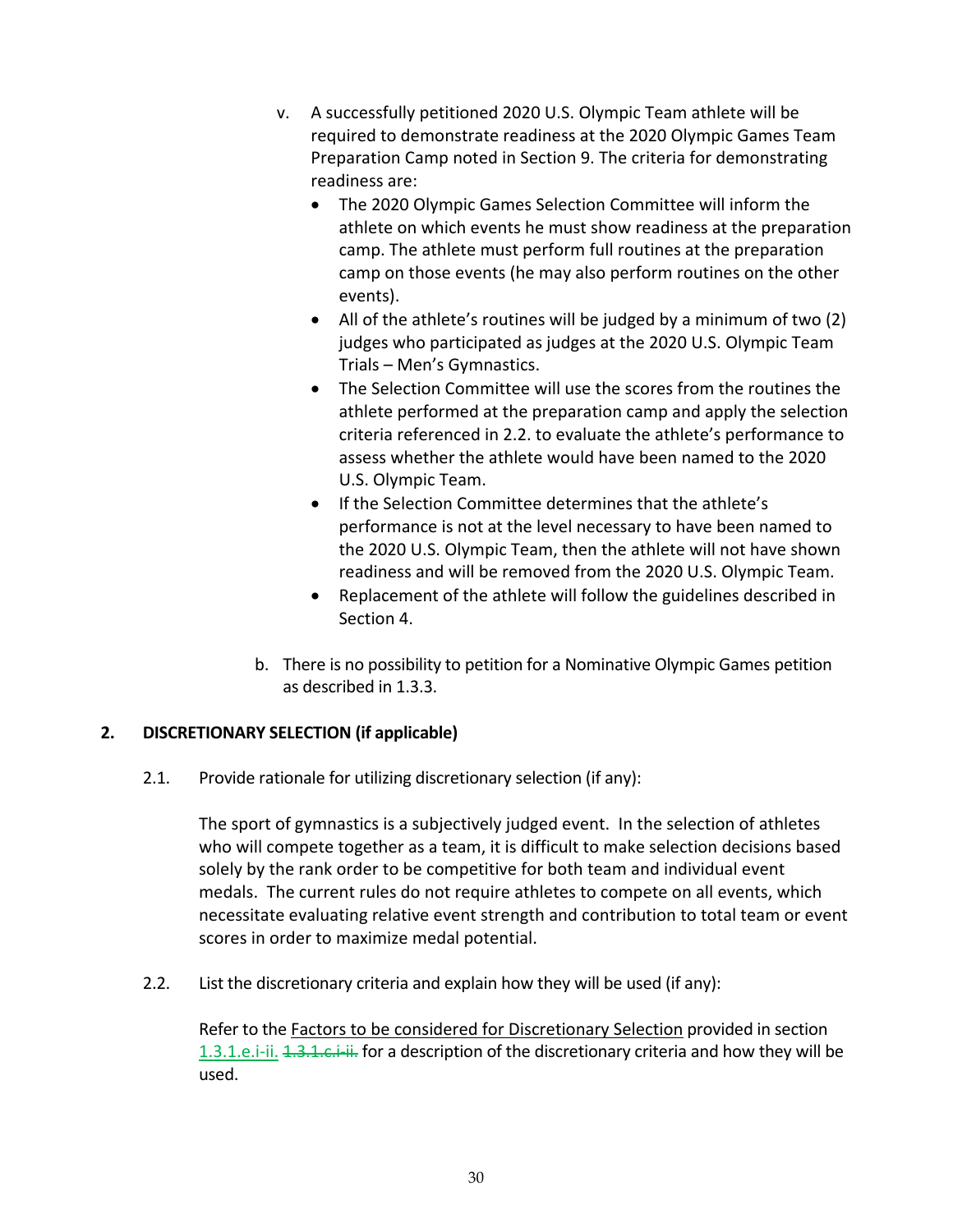v. A successfully petitioned 2020 U.S. Olympic Team athlete will be required to demonstrate readiness at the 2020 Olympic Games Team Preparation Camp noted in Section 9. The criteria for demonstrating readiness are:
   - The 2020 Olympic Games Selection Committee will inform the athlete on which events he must show readiness at the preparation camp. The athlete must perform full routines at the preparation camp on those events (he may also perform routines on the other events).
   - All of the athlete's routines will be judged by a minimum of two (2) judges who participated as judges at the 2020 U.S. Olympic Team Trials – Men's Gymnastics.
   - The Selection Committee will use the scores from the routines the athlete performed at the preparation camp and apply the selection criteria referenced in 2.2. to evaluate the athlete's performance to assess whether the athlete would have been named to the 2020 U.S. Olympic Team.
   - If the Selection Committee determines that the athlete's performance is not at the level necessary to have been named to the 2020 U.S. Olympic Team, then the athlete will not have shown readiness and will be removed from the 2020 U.S. Olympic Team.
   - Replacement of the athlete will follow the guidelines described in Section 4.

b. There is no possibility to petition for a Nominative Olympic Games petition as described in 1.3.3.

## 2. DISCRETIONARY SELECTION (if applicable)

2.1. Provide rationale for utilizing discretionary selection (if any):

The sport of gymnastics is a subjectively judged event. In the selection of athletes who will compete together as a team, it is difficult to make selection decisions based solely by the rank order to be competitive for both team and individual event medals. The current rules do not require athletes to compete on all events, which necessitate evaluating relative event strength and contribution to total team or event scores in order to maximize medal potential.

2.2. List the discretionary criteria and explain how they will be used (if any):

Refer to the Factors to be considered for Discretionary Selection provided in section 1.3.1.e.i-ii. ~~1.3.1.c.i-ii.~~ for a description of the discretionary criteria and how they will be used.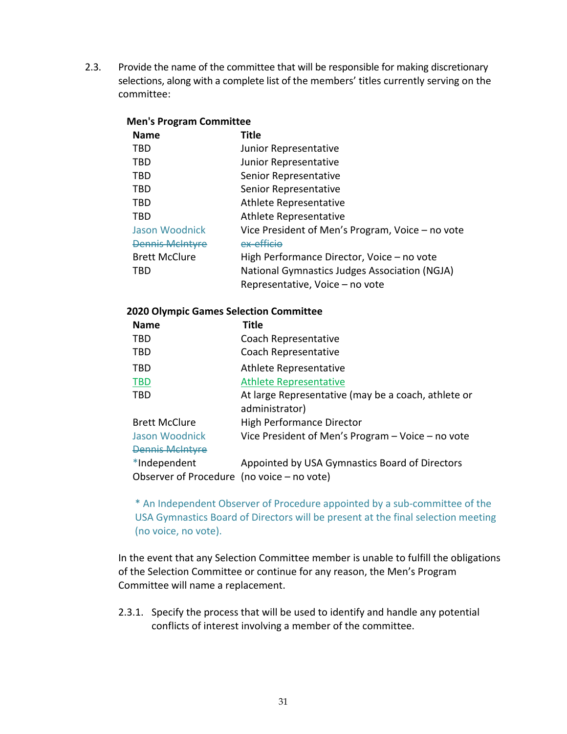2.3. Provide the name of the committee that will be responsible for making discretionary selections, along with a complete list of the members' titles currently serving on the committee:

**Men's Program Committee**

| **Name** | **Title** |
|---|---|
| TBD | Junior Representative |
| TBD | Junior Representative |
| TBD | Senior Representative |
| TBD | Senior Representative |
| TBD | Athlete Representative |
| TBD | Athlete Representative |
| Jason Woodnick | Vice President of Men's Program, Voice – no vote |
| ~~Dennis McIntyre~~ | ~~ex-efficio~~ |
| Brett McClure | High Performance Director, Voice – no vote |
| TBD | National Gymnastics Judges Association (NGJA) Representative, Voice – no vote |

**2020 Olympic Games Selection Committee**

| **Name** | **Title** |
|---|---|
| TBD | Coach Representative |
| TBD | Coach Representative |
| TBD | Athlete Representative |
| TBD | Athlete Representative |
| TBD | At large Representative (may be a coach, athlete or administrator) |
| Brett McClure | High Performance Director |
| Jason Woodnick ~~Dennis McIntyre~~ | Vice President of Men's Program – Voice – no vote |
| *Independent Observer of Procedure | Appointed by USA Gymnastics Board of Directors (no voice – no vote) |

\* An Independent Observer of Procedure appointed by a sub-committee of the USA Gymnastics Board of Directors will be present at the final selection meeting (no voice, no vote).

In the event that any Selection Committee member is unable to fulfill the obligations of the Selection Committee or continue for any reason, the Men's Program Committee will name a replacement.

2.3.1. Specify the process that will be used to identify and handle any potential conflicts of interest involving a member of the committee.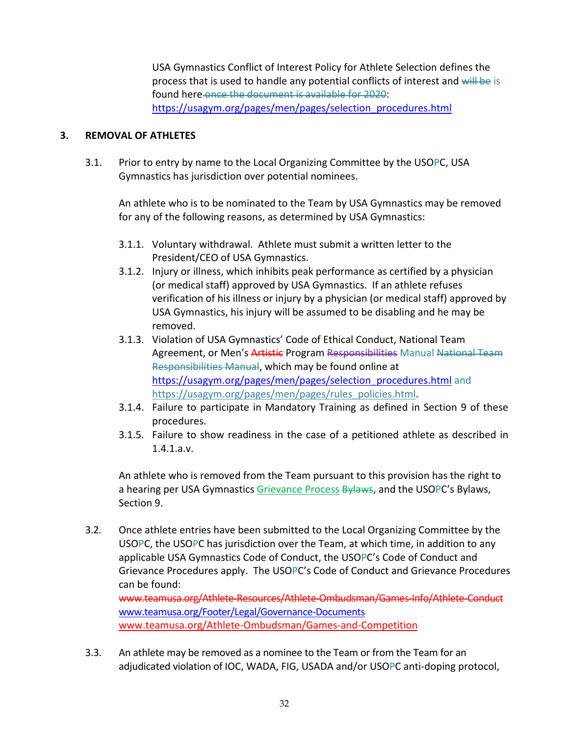USA Gymnastics Conflict of Interest Policy for Athlete Selection defines the process that is used to handle any potential conflicts of interest and ~~will be~~ is found here ~~once the document is available for 2020~~: https://usagym.org/pages/men/pages/selection_procedures.html

## 3. REMOVAL OF ATHLETES

3.1. Prior to entry by name to the Local Organizing Committee by the USOPC, USA Gymnastics has jurisdiction over potential nominees.

An athlete who is to be nominated to the Team by USA Gymnastics may be removed for any of the following reasons, as determined by USA Gymnastics:

3.1.1. Voluntary withdrawal. Athlete must submit a written letter to the President/CEO of USA Gymnastics.

3.1.2. Injury or illness, which inhibits peak performance as certified by a physician (or medical staff) approved by USA Gymnastics. If an athlete refuses verification of his illness or injury by a physician (or medical staff) approved by USA Gymnastics, his injury will be assumed to be disabling and he may be removed.

3.1.3. Violation of USA Gymnastics' Code of Ethical Conduct, National Team Agreement, or Men's ~~Artistic~~ Program ~~Responsibilities~~ Manual ~~National Team Responsibilities Manual~~, which may be found online at https://usagym.org/pages/men/pages/selection_procedures.html and https://usagym.org/pages/men/pages/rules_policies.html.

3.1.4. Failure to participate in Mandatory Training as defined in Section 9 of these procedures.

3.1.5. Failure to show readiness in the case of a petitioned athlete as described in 1.4.1.a.v.

An athlete who is removed from the Team pursuant to this provision has the right to a hearing per USA Gymnastics Grievance Process ~~Bylaws~~, and the USOPC's Bylaws, Section 9.

3.2. Once athlete entries have been submitted to the Local Organizing Committee by the USOPC, the USOPC has jurisdiction over the Team, at which time, in addition to any applicable USA Gymnastics Code of Conduct, the USOPC's Code of Conduct and Grievance Procedures apply. The USOPC's Code of Conduct and Grievance Procedures can be found:
~~www.teamusa.org/Athlete-Resources/Athlete-Ombudsman/Games-Info/Athlete-Conduct~~
www.teamusa.org/Footer/Legal/Governance-Documents
www.teamusa.org/Athlete-Ombudsman/Games-and-Competition

3.3. An athlete may be removed as a nominee to the Team or from the Team for an adjudicated violation of IOC, WADA, FIG, USADA and/or USOPC anti-doping protocol,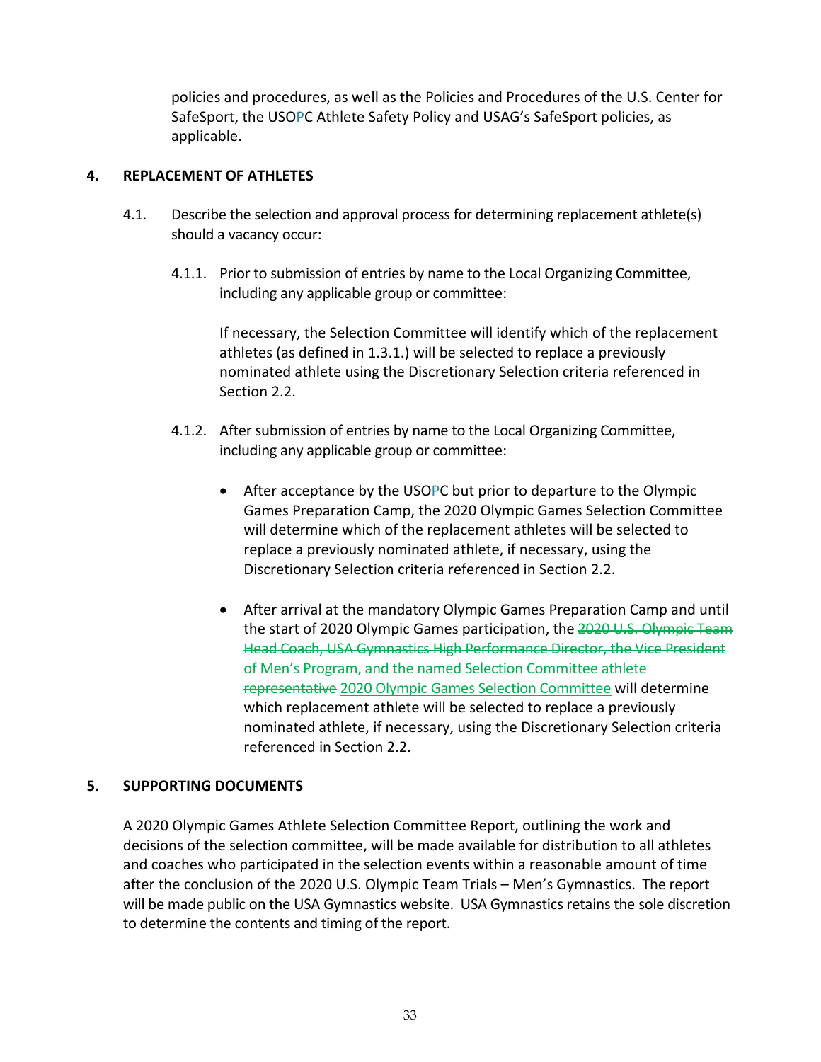policies and procedures, as well as the Policies and Procedures of the U.S. Center for SafeSport, the USOPC Athlete Safety Policy and USAG's SafeSport policies, as applicable.

## 4. REPLACEMENT OF ATHLETES

4.1. Describe the selection and approval process for determining replacement athlete(s) should a vacancy occur:

4.1.1. Prior to submission of entries by name to the Local Organizing Committee, including any applicable group or committee:

If necessary, the Selection Committee will identify which of the replacement athletes (as defined in 1.3.1.) will be selected to replace a previously nominated athlete using the Discretionary Selection criteria referenced in Section 2.2.

4.1.2. After submission of entries by name to the Local Organizing Committee, including any applicable group or committee:

- After acceptance by the USOPC but prior to departure to the Olympic Games Preparation Camp, the 2020 Olympic Games Selection Committee will determine which of the replacement athletes will be selected to replace a previously nominated athlete, if necessary, using the Discretionary Selection criteria referenced in Section 2.2.

- After arrival at the mandatory Olympic Games Preparation Camp and until the start of 2020 Olympic Games participation, the ~~2020 U.S. Olympic Team Head Coach, USA Gymnastics High Performance Director, the Vice President of Men's Program, and the named Selection Committee athlete representative~~ 2020 Olympic Games Selection Committee will determine which replacement athlete will be selected to replace a previously nominated athlete, if necessary, using the Discretionary Selection criteria referenced in Section 2.2.

## 5. SUPPORTING DOCUMENTS

A 2020 Olympic Games Athlete Selection Committee Report, outlining the work and decisions of the selection committee, will be made available for distribution to all athletes and coaches who participated in the selection events within a reasonable amount of time after the conclusion of the 2020 U.S. Olympic Team Trials – Men's Gymnastics. The report will be made public on the USA Gymnastics website. USA Gymnastics retains the sole discretion to determine the contents and timing of the report.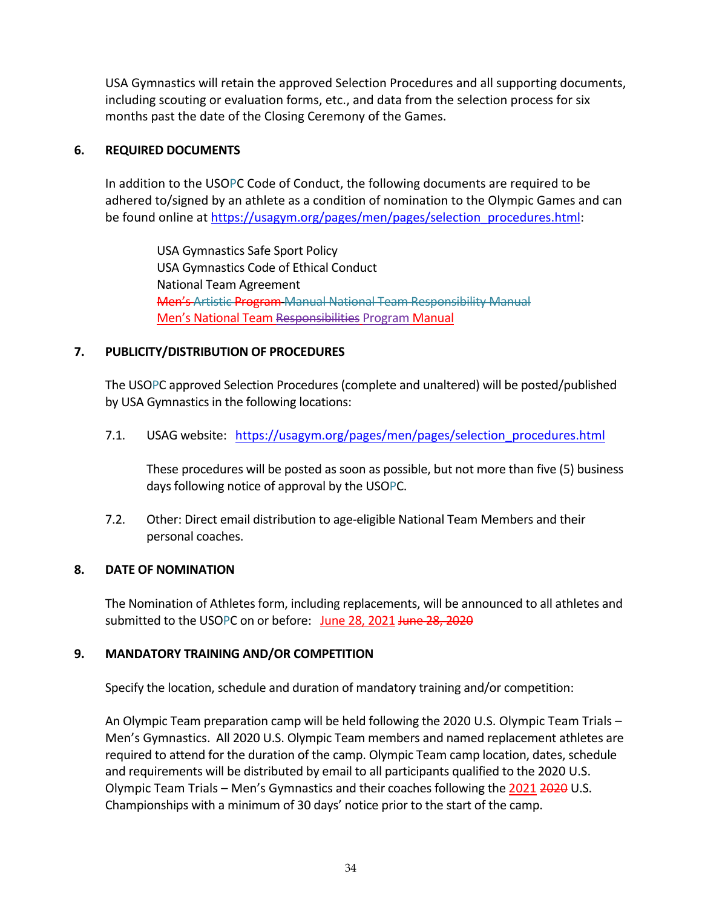USA Gymnastics will retain the approved Selection Procedures and all supporting documents, including scouting or evaluation forms, etc., and data from the selection process for six months past the date of the Closing Ceremony of the Games.

## 6. REQUIRED DOCUMENTS

In addition to the USOPC Code of Conduct, the following documents are required to be adhered to/signed by an athlete as a condition of nomination to the Olympic Games and can be found online at https://usagym.org/pages/men/pages/selection_procedures.html:

USA Gymnastics Safe Sport Policy
USA Gymnastics Code of Ethical Conduct
National Team Agreement
~~Men's Artistic Program Manual National Team Responsibility Manual~~
Men's National Team ~~Responsibilities~~ Program Manual

## 7. PUBLICITY/DISTRIBUTION OF PROCEDURES

The USOPC approved Selection Procedures (complete and unaltered) will be posted/published by USA Gymnastics in the following locations:

7.1. USAG website: https://usagym.org/pages/men/pages/selection_procedures.html

These procedures will be posted as soon as possible, but not more than five (5) business days following notice of approval by the USOPC.

7.2. Other: Direct email distribution to age-eligible National Team Members and their personal coaches.

## 8. DATE OF NOMINATION

The Nomination of Athletes form, including replacements, will be announced to all athletes and submitted to the USOPC on or before: June 28, 2021 ~~June 28, 2020~~

## 9. MANDATORY TRAINING AND/OR COMPETITION

Specify the location, schedule and duration of mandatory training and/or competition:

An Olympic Team preparation camp will be held following the 2020 U.S. Olympic Team Trials – Men's Gymnastics. All 2020 U.S. Olympic Team members and named replacement athletes are required to attend for the duration of the camp. Olympic Team camp location, dates, schedule and requirements will be distributed by email to all participants qualified to the 2020 U.S. Olympic Team Trials – Men's Gymnastics and their coaches following the 2021 ~~2020~~ U.S. Championships with a minimum of 30 days' notice prior to the start of the camp.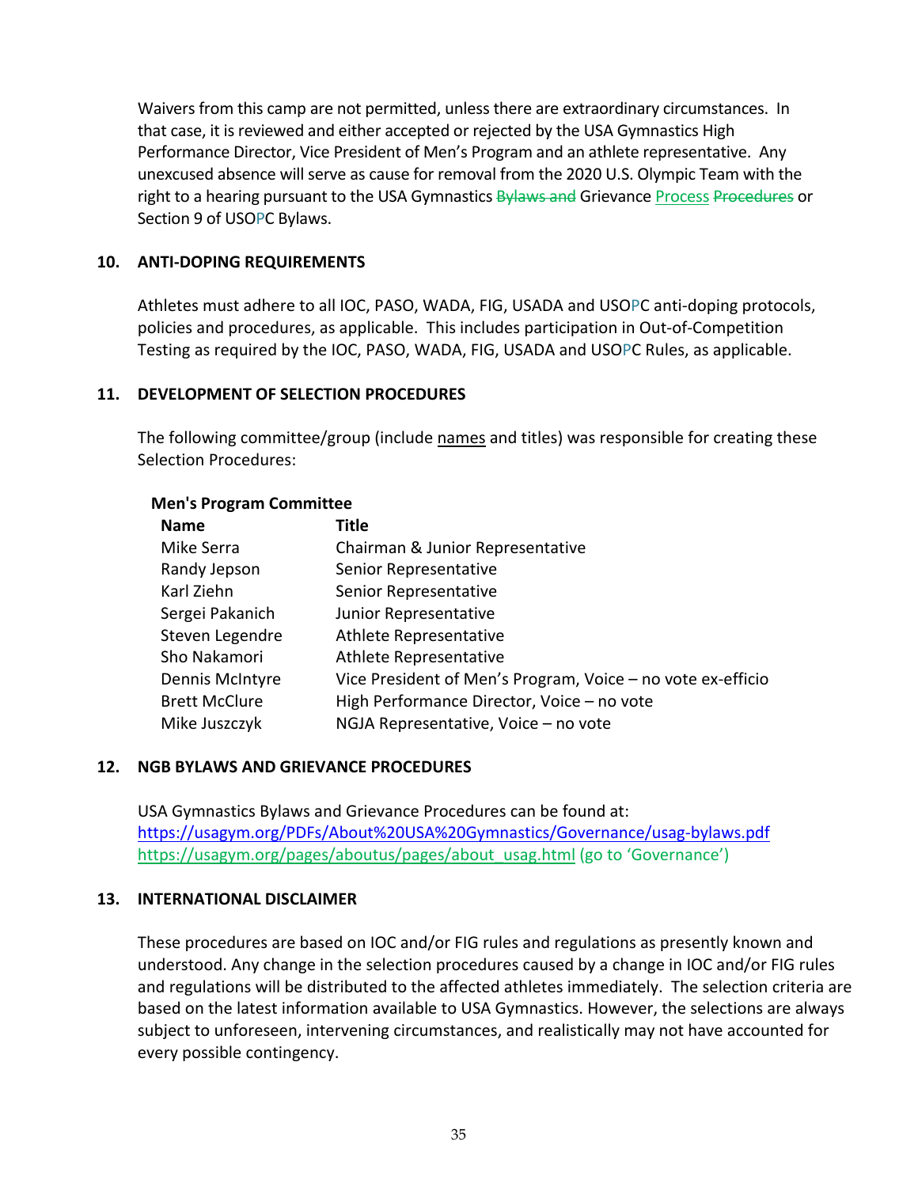Waivers from this camp are not permitted, unless there are extraordinary circumstances. In that case, it is reviewed and either accepted or rejected by the USA Gymnastics High Performance Director, Vice President of Men's Program and an athlete representative. Any unexcused absence will serve as cause for removal from the 2020 U.S. Olympic Team with the right to a hearing pursuant to the USA Gymnastics ~~Bylaws and~~ Grievance Process ~~Procedures~~ or Section 9 of USOPC Bylaws.

## 10. ANTI-DOPING REQUIREMENTS

Athletes must adhere to all IOC, PASO, WADA, FIG, USADA and USOPC anti-doping protocols, policies and procedures, as applicable. This includes participation in Out-of-Competition Testing as required by the IOC, PASO, WADA, FIG, USADA and USOPC Rules, as applicable.

## 11. DEVELOPMENT OF SELECTION PROCEDURES

The following committee/group (include names and titles) was responsible for creating these Selection Procedures:

**Men's Program Committee**

| Name | Title |
|---|---|
| Mike Serra | Chairman & Junior Representative |
| Randy Jepson | Senior Representative |
| Karl Ziehn | Senior Representative |
| Sergei Pakanich | Junior Representative |
| Steven Legendre | Athlete Representative |
| Sho Nakamori | Athlete Representative |
| Dennis McIntyre | Vice President of Men's Program, Voice – no vote ex-efficio |
| Brett McClure | High Performance Director, Voice – no vote |
| Mike Juszczyk | NGJA Representative, Voice – no vote |

## 12. NGB BYLAWS AND GRIEVANCE PROCEDURES

USA Gymnastics Bylaws and Grievance Procedures can be found at:
https://usagym.org/PDFs/About%20USA%20Gymnastics/Governance/usag-bylaws.pdf
https://usagym.org/pages/aboutus/pages/about_usag.html (go to 'Governance')

## 13. INTERNATIONAL DISCLAIMER

These procedures are based on IOC and/or FIG rules and regulations as presently known and understood. Any change in the selection procedures caused by a change in IOC and/or FIG rules and regulations will be distributed to the affected athletes immediately. The selection criteria are based on the latest information available to USA Gymnastics. However, the selections are always subject to unforeseen, intervening circumstances, and realistically may not have accounted for every possible contingency.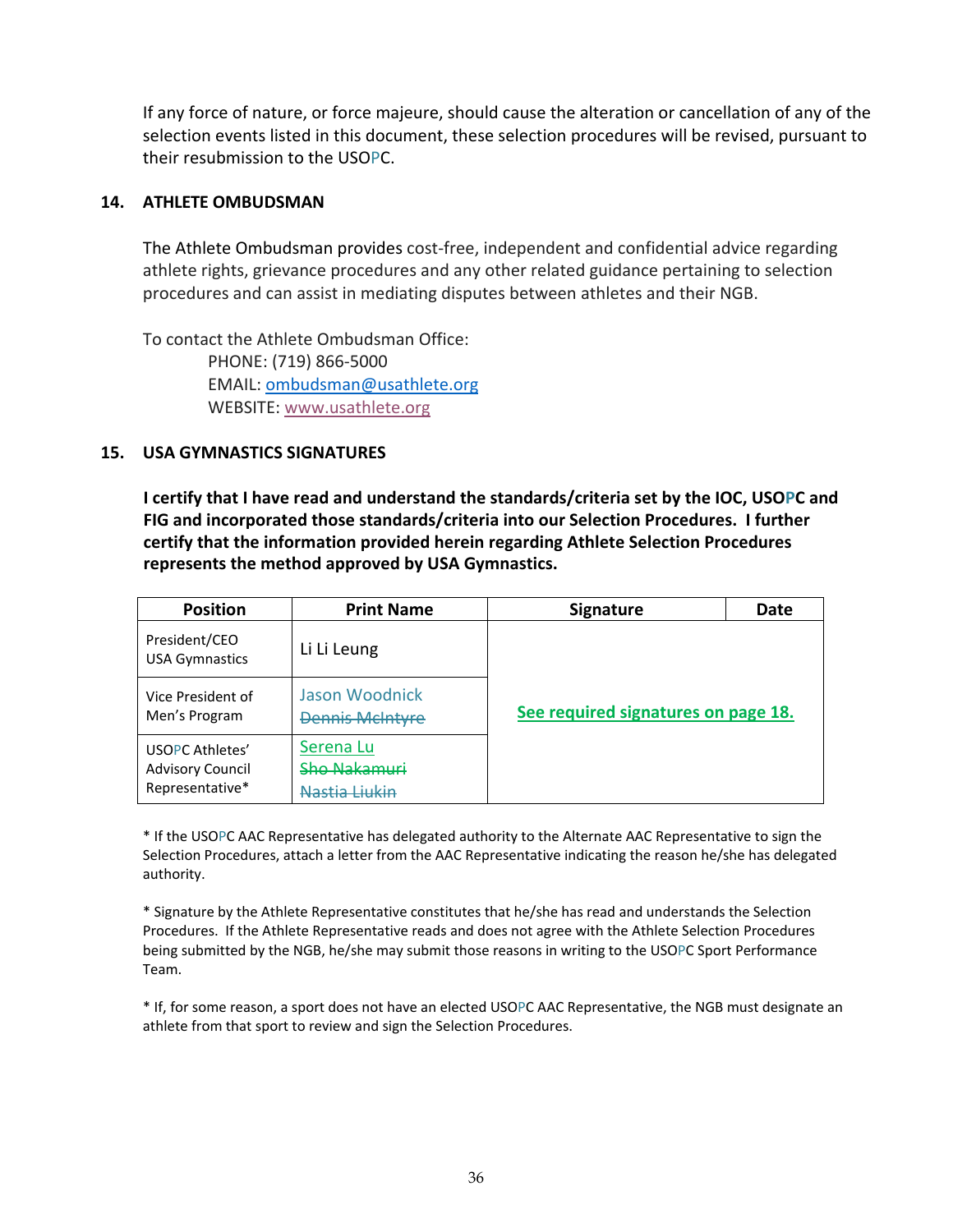If any force of nature, or force majeure, should cause the alteration or cancellation of any of the selection events listed in this document, these selection procedures will be revised, pursuant to their resubmission to the USOPC.

## 14. ATHLETE OMBUDSMAN

The Athlete Ombudsman provides cost-free, independent and confidential advice regarding athlete rights, grievance procedures and any other related guidance pertaining to selection procedures and can assist in mediating disputes between athletes and their NGB.

To contact the Athlete Ombudsman Office:

PHONE: (719) 866-5000
EMAIL: ombudsman@usathlete.org
WEBSITE: www.usathlete.org

## 15. USA GYMNASTICS SIGNATURES

**I certify that I have read and understand the standards/criteria set by the IOC, USOPC and FIG and incorporated those standards/criteria into our Selection Procedures. I further certify that the information provided herein regarding Athlete Selection Procedures represents the method approved by USA Gymnastics.**

| Position | Print Name | Signature | Date |
|---|---|---|---|
| President/CEO USA Gymnastics | Li Li Leung | **See required signatures on page 18.** | |
| Vice President of Men's Program | Jason Woodnick ~~Dennis McIntyre~~ | | |
| USOPC Athletes' Advisory Council Representative* | Serena Lu ~~Sho Nakamuri~~ ~~Nastia Liukin~~ | | |

* If the USOPC AAC Representative has delegated authority to the Alternate AAC Representative to sign the Selection Procedures, attach a letter from the AAC Representative indicating the reason he/she has delegated authority.

* Signature by the Athlete Representative constitutes that he/she has read and understands the Selection Procedures. If the Athlete Representative reads and does not agree with the Athlete Selection Procedures being submitted by the NGB, he/she may submit those reasons in writing to the USOPC Sport Performance Team.

* If, for some reason, a sport does not have an elected USOPC AAC Representative, the NGB must designate an athlete from that sport to review and sign the Selection Procedures.